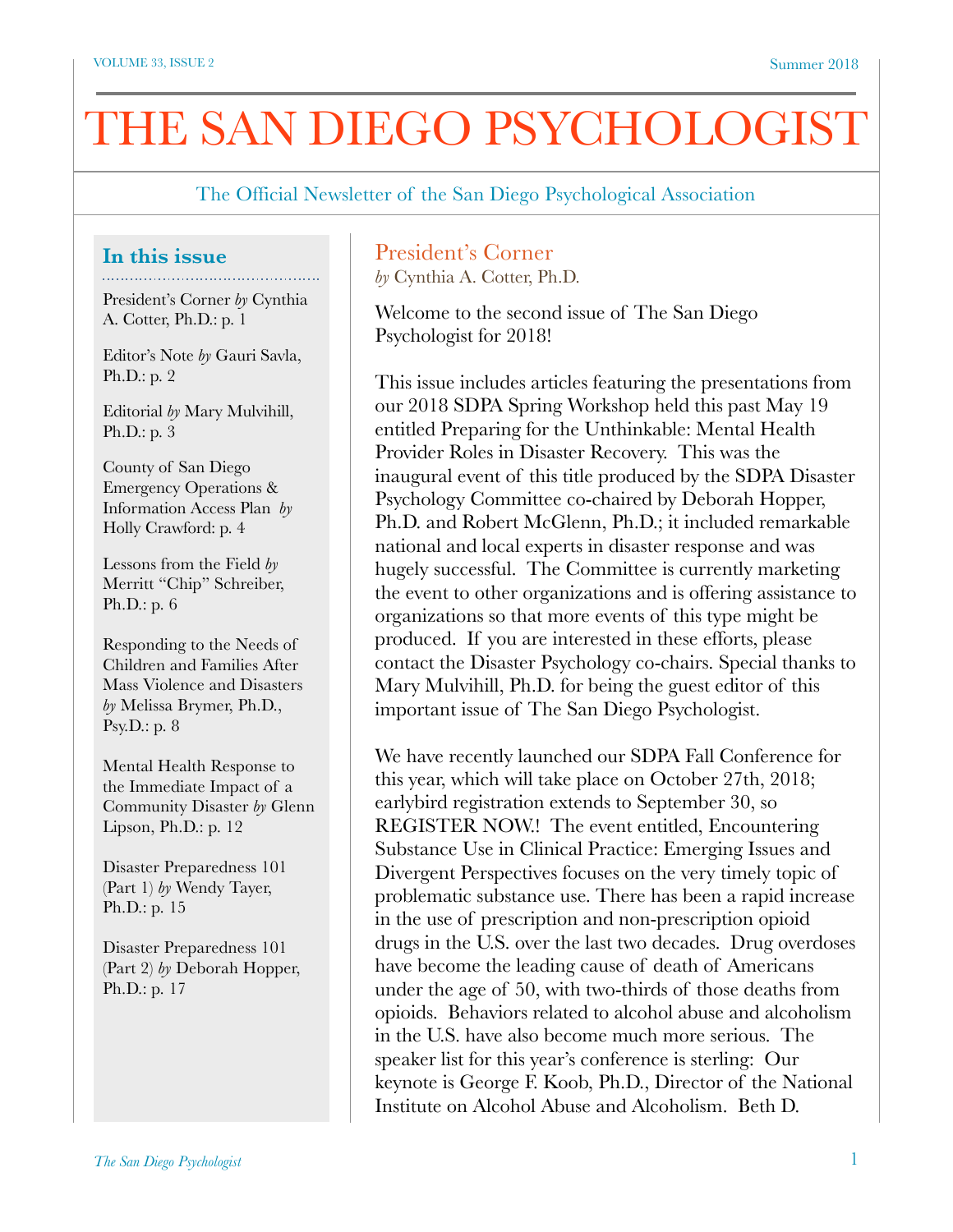# THE SAN DIEGO PSYCHOLOGIST

The Official Newsletter of the San Diego Psychological Association

## In this issue

President's Corner *by* Cynthia A. Cotter, Ph.D.: p. 1

Editor's Note *by* Gauri Savla, Ph.D.: p. 2

Editorial *by* Mary Mulvihill, Ph.D.: p. 3

County of San Diego Emergency Operations & Information Access Plan *by* Holly Crawford: p. 4

Lessons from the Field *by* Merritt "Chip" Schreiber, Ph.D.: p. 6

Responding to the Needs of Children and Families After Mass Violence and Disasters *by* Melissa Brymer, Ph.D., Psy.D.: p. 8

Mental Health Response to the Immediate Impact of a Community Disaster *by* Glenn Lipson, Ph.D.: p. 12

Disaster Preparedness 101 (Part 1) *by* Wendy Tayer, Ph.D.: p. 15

Disaster Preparedness 101 (Part 2) *by* Deborah Hopper, Ph.D.: p. 17

## President's Corner

*by* Cynthia A. Cotter, Ph.D.

Welcome to the second issue of The San Diego Psychologist for 2018!

This issue includes articles featuring the presentations from our 2018 SDPA Spring Workshop held this past May 19 entitled Preparing for the Unthinkable: Mental Health Provider Roles in Disaster Recovery. This was the inaugural event of this title produced by the SDPA Disaster Psychology Committee co-chaired by Deborah Hopper, Ph.D. and Robert McGlenn, Ph.D.; it included remarkable national and local experts in disaster response and was hugely successful. The Committee is currently marketing the event to other organizations and is offering assistance to organizations so that more events of this type might be produced. If you are interested in these efforts, please contact the Disaster Psychology co-chairs. Special thanks to Mary Mulvihill, Ph.D. for being the guest editor of this important issue of The San Diego Psychologist.

We have recently launched our SDPA Fall Conference for this year, which will take place on October 27th, 2018; earlybird registration extends to September 30, so REGISTER NOW.! The event entitled, Encountering Substance Use in Clinical Practice: Emerging Issues and Divergent Perspectives focuses on the very timely topic of problematic substance use. There has been a rapid increase in the use of prescription and non-prescription opioid drugs in the U.S. over the last two decades. Drug overdoses have become the leading cause of death of Americans under the age of 50, with two-thirds of those deaths from opioids. Behaviors related to alcohol abuse and alcoholism in the U.S. have also become much more serious. The speaker list for this year's conference is sterling: Our keynote is George F. Koob, Ph.D., Director of the National Institute on Alcohol Abuse and Alcoholism. Beth D.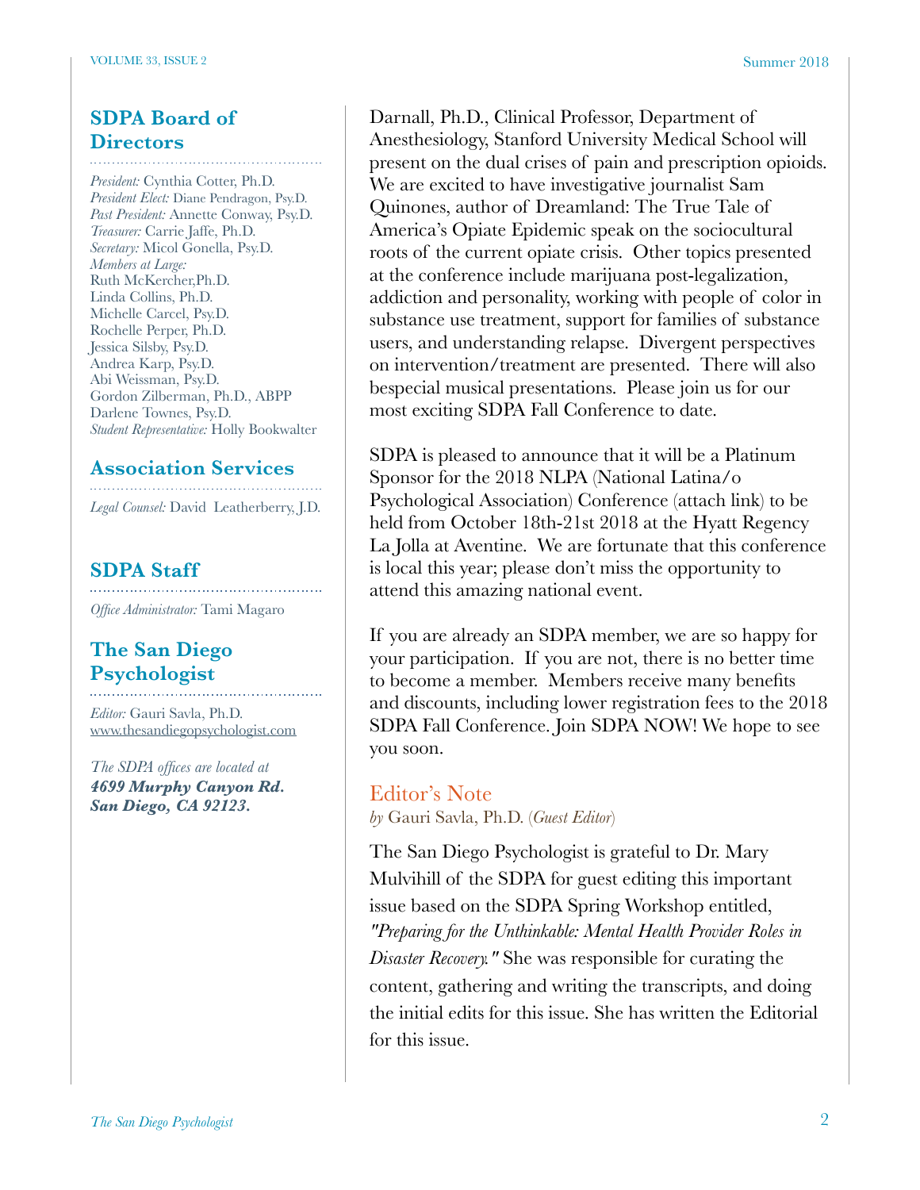## SDPA Board of Directors

*President:* Cynthia Cotter, Ph.D.
*President Elect:* Diane Pendragon, Psy.D.
*Past President:* Annette Conway, Psy.D.
*Treasurer:* Carrie Jaffe, Ph.D.
*Secretary:* Micol Gonella, Psy.D.
*Members at Large:*
Ruth McKercher,Ph.D.
Linda Collins, Ph.D.
Michelle Carcel, Psy.D.
Rochelle Perper, Ph.D.
Jessica Silsby, Psy.D.
Andrea Karp, Psy.D.
Abi Weissman, Psy.D.
Gordon Zilberman, Ph.D., ABPP
Darlene Townes, Psy.D.
*Student Representative:* Holly Bookwalter

## Association Services

*Legal Counsel:* David Leatherberry, J.D.

## SDPA Staff

*Office Administrator:* Tami Magaro

## The San Diego Psychologist

*Editor:* Gauri Savla, Ph.D.
www.thesandiegopsychologist.com

*The SDPA offices are located at*
***4699 Murphy Canyon Rd. San Diego, CA 92123.***

Darnall, Ph.D., Clinical Professor, Department of Anesthesiology, Stanford University Medical School will present on the dual crises of pain and prescription opioids. We are excited to have investigative journalist Sam Quinones, author of Dreamland: The True Tale of America's Opiate Epidemic speak on the sociocultural roots of the current opiate crisis. Other topics presented at the conference include marijuana post-legalization, addiction and personality, working with people of color in substance use treatment, support for families of substance users, and understanding relapse. Divergent perspectives on intervention/treatment are presented. There will also bespecial musical presentations. Please join us for our most exciting SDPA Fall Conference to date.

SDPA is pleased to announce that it will be a Platinum Sponsor for the 2018 NLPA (National Latina/o Psychological Association) Conference (attach link) to be held from October 18th-21st 2018 at the Hyatt Regency La Jolla at Aventine. We are fortunate that this conference is local this year; please don't miss the opportunity to attend this amazing national event.

If you are already an SDPA member, we are so happy for your participation. If you are not, there is no better time to become a member. Members receive many benefits and discounts, including lower registration fees to the 2018 SDPA Fall Conference. Join SDPA NOW! We hope to see you soon.

## Editor's Note

*by* Gauri Savla, Ph.D. (*Guest Editor*)

The San Diego Psychologist is grateful to Dr. Mary Mulvihill of the SDPA for guest editing this important issue based on the SDPA Spring Workshop entitled, *"Preparing for the Unthinkable: Mental Health Provider Roles in Disaster Recovery."* She was responsible for curating the content, gathering and writing the transcripts, and doing the initial edits for this issue. She has written the Editorial for this issue.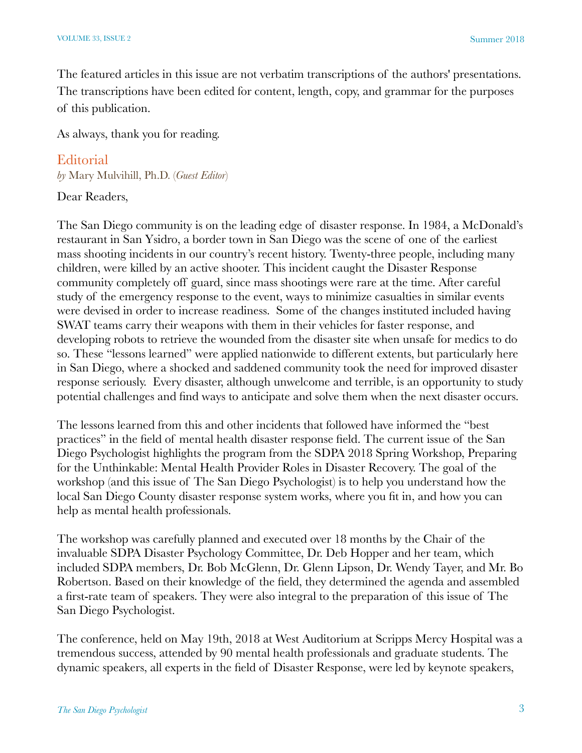The featured articles in this issue are not verbatim transcriptions of the authors' presentations. The transcriptions have been edited for content, length, copy, and grammar for the purposes of this publication.

As always, thank you for reading.

## Editorial

*by* Mary Mulvihill, Ph.D. (*Guest Editor*)

Dear Readers,

The San Diego community is on the leading edge of disaster response. In 1984, a McDonald's restaurant in San Ysidro, a border town in San Diego was the scene of one of the earliest mass shooting incidents in our country's recent history. Twenty-three people, including many children, were killed by an active shooter. This incident caught the Disaster Response community completely off guard, since mass shootings were rare at the time. After careful study of the emergency response to the event, ways to minimize casualties in similar events were devised in order to increase readiness. Some of the changes instituted included having SWAT teams carry their weapons with them in their vehicles for faster response, and developing robots to retrieve the wounded from the disaster site when unsafe for medics to do so. These "lessons learned" were applied nationwide to different extents, but particularly here in San Diego, where a shocked and saddened community took the need for improved disaster response seriously. Every disaster, although unwelcome and terrible, is an opportunity to study potential challenges and find ways to anticipate and solve them when the next disaster occurs.

The lessons learned from this and other incidents that followed have informed the "best practices" in the field of mental health disaster response field. The current issue of the San Diego Psychologist highlights the program from the SDPA 2018 Spring Workshop, Preparing for the Unthinkable: Mental Health Provider Roles in Disaster Recovery. The goal of the workshop (and this issue of The San Diego Psychologist) is to help you understand how the local San Diego County disaster response system works, where you fit in, and how you can help as mental health professionals.

The workshop was carefully planned and executed over 18 months by the Chair of the invaluable SDPA Disaster Psychology Committee, Dr. Deb Hopper and her team, which included SDPA members, Dr. Bob McGlenn, Dr. Glenn Lipson, Dr. Wendy Tayer, and Mr. Bo Robertson. Based on their knowledge of the field, they determined the agenda and assembled a first-rate team of speakers. They were also integral to the preparation of this issue of The San Diego Psychologist.

The conference, held on May 19th, 2018 at West Auditorium at Scripps Mercy Hospital was a tremendous success, attended by 90 mental health professionals and graduate students. The dynamic speakers, all experts in the field of Disaster Response, were led by keynote speakers,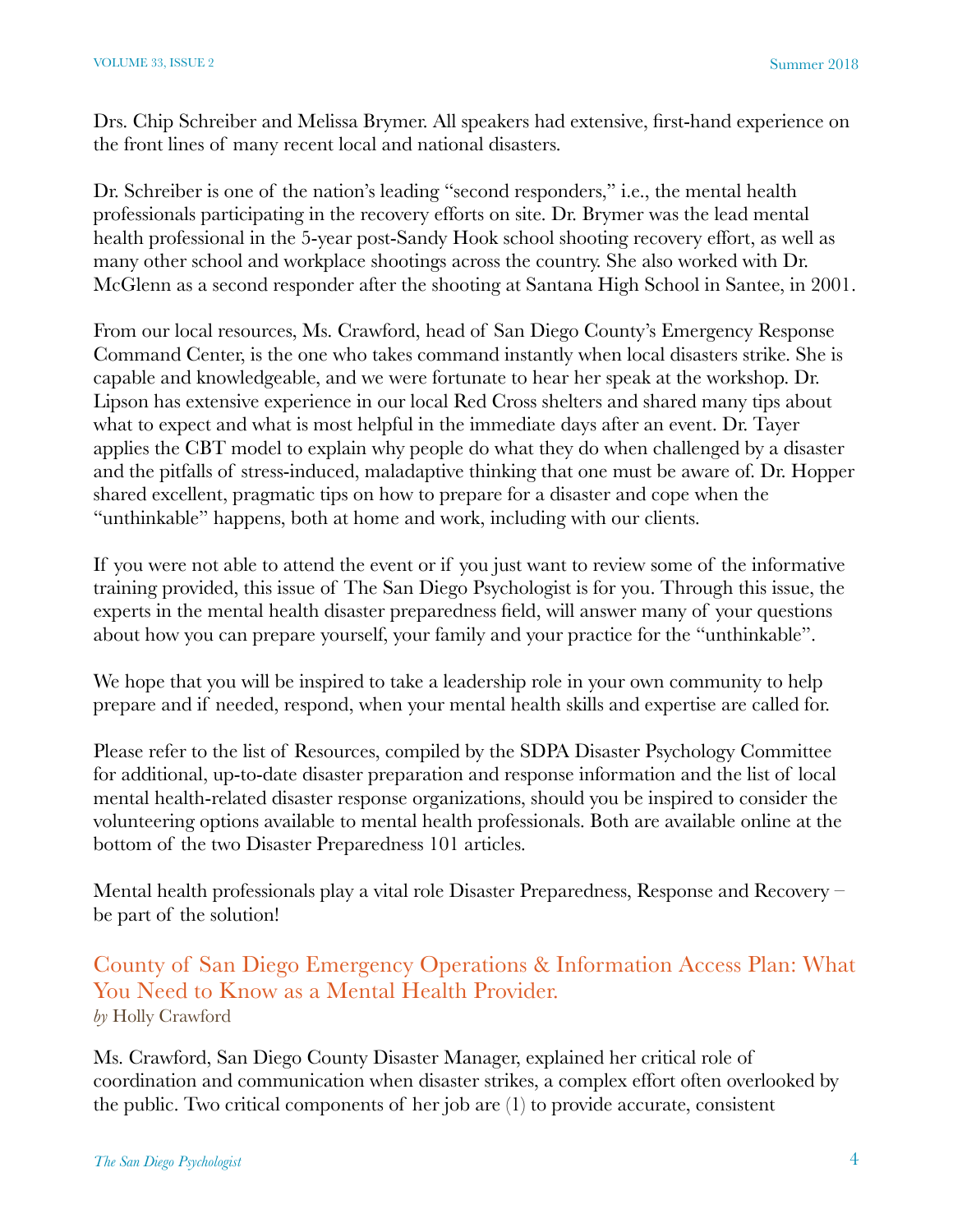Drs. Chip Schreiber and Melissa Brymer. All speakers had extensive, first-hand experience on the front lines of many recent local and national disasters.

Dr. Schreiber is one of the nation's leading "second responders," i.e., the mental health professionals participating in the recovery efforts on site. Dr. Brymer was the lead mental health professional in the 5-year post-Sandy Hook school shooting recovery effort, as well as many other school and workplace shootings across the country. She also worked with Dr. McGlenn as a second responder after the shooting at Santana High School in Santee, in 2001.

From our local resources, Ms. Crawford, head of San Diego County's Emergency Response Command Center, is the one who takes command instantly when local disasters strike. She is capable and knowledgeable, and we were fortunate to hear her speak at the workshop. Dr. Lipson has extensive experience in our local Red Cross shelters and shared many tips about what to expect and what is most helpful in the immediate days after an event. Dr. Tayer applies the CBT model to explain why people do what they do when challenged by a disaster and the pitfalls of stress-induced, maladaptive thinking that one must be aware of. Dr. Hopper shared excellent, pragmatic tips on how to prepare for a disaster and cope when the "unthinkable" happens, both at home and work, including with our clients.

If you were not able to attend the event or if you just want to review some of the informative training provided, this issue of The San Diego Psychologist is for you. Through this issue, the experts in the mental health disaster preparedness field, will answer many of your questions about how you can prepare yourself, your family and your practice for the "unthinkable".

We hope that you will be inspired to take a leadership role in your own community to help prepare and if needed, respond, when your mental health skills and expertise are called for.

Please refer to the list of Resources, compiled by the SDPA Disaster Psychology Committee for additional, up-to-date disaster preparation and response information and the list of local mental health-related disaster response organizations, should you be inspired to consider the volunteering options available to mental health professionals. Both are available online at the bottom of the two Disaster Preparedness 101 articles.

Mental health professionals play a vital role Disaster Preparedness, Response and Recovery – be part of the solution!

## County of San Diego Emergency Operations & Information Access Plan: What You Need to Know as a Mental Health Provider.

*by* Holly Crawford

Ms. Crawford, San Diego County Disaster Manager, explained her critical role of coordination and communication when disaster strikes, a complex effort often overlooked by the public. Two critical components of her job are (1) to provide accurate, consistent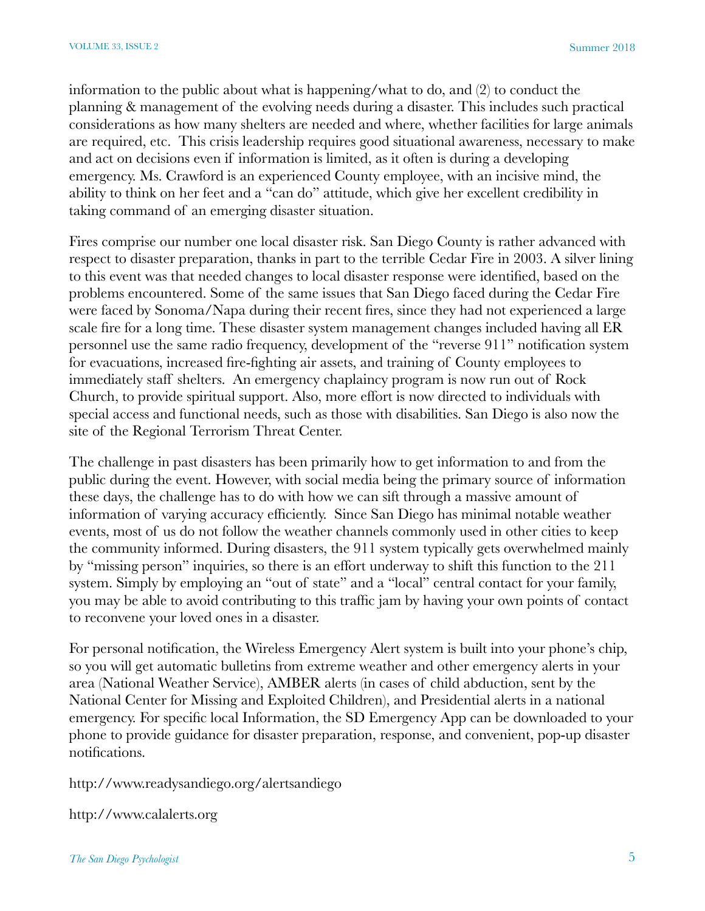information to the public about what is happening/what to do, and (2) to conduct the planning & management of the evolving needs during a disaster. This includes such practical considerations as how many shelters are needed and where, whether facilities for large animals are required, etc. This crisis leadership requires good situational awareness, necessary to make and act on decisions even if information is limited, as it often is during a developing emergency. Ms. Crawford is an experienced County employee, with an incisive mind, the ability to think on her feet and a "can do" attitude, which give her excellent credibility in taking command of an emerging disaster situation.

Fires comprise our number one local disaster risk. San Diego County is rather advanced with respect to disaster preparation, thanks in part to the terrible Cedar Fire in 2003. A silver lining to this event was that needed changes to local disaster response were identified, based on the problems encountered. Some of the same issues that San Diego faced during the Cedar Fire were faced by Sonoma/Napa during their recent fires, since they had not experienced a large scale fire for a long time. These disaster system management changes included having all ER personnel use the same radio frequency, development of the "reverse 911" notification system for evacuations, increased fire-fighting air assets, and training of County employees to immediately staff shelters. An emergency chaplaincy program is now run out of Rock Church, to provide spiritual support. Also, more effort is now directed to individuals with special access and functional needs, such as those with disabilities. San Diego is also now the site of the Regional Terrorism Threat Center.

The challenge in past disasters has been primarily how to get information to and from the public during the event. However, with social media being the primary source of information these days, the challenge has to do with how we can sift through a massive amount of information of varying accuracy efficiently. Since San Diego has minimal notable weather events, most of us do not follow the weather channels commonly used in other cities to keep the community informed. During disasters, the 911 system typically gets overwhelmed mainly by "missing person" inquiries, so there is an effort underway to shift this function to the 211 system. Simply by employing an "out of state" and a "local" central contact for your family, you may be able to avoid contributing to this traffic jam by having your own points of contact to reconvene your loved ones in a disaster.

For personal notification, the Wireless Emergency Alert system is built into your phone's chip, so you will get automatic bulletins from extreme weather and other emergency alerts in your area (National Weather Service), AMBER alerts (in cases of child abduction, sent by the National Center for Missing and Exploited Children), and Presidential alerts in a national emergency. For specific local Information, the SD Emergency App can be downloaded to your phone to provide guidance for disaster preparation, response, and convenient, pop-up disaster notifications.

http://www.readysandiego.org/alertsandiego

http://www.calalerts.org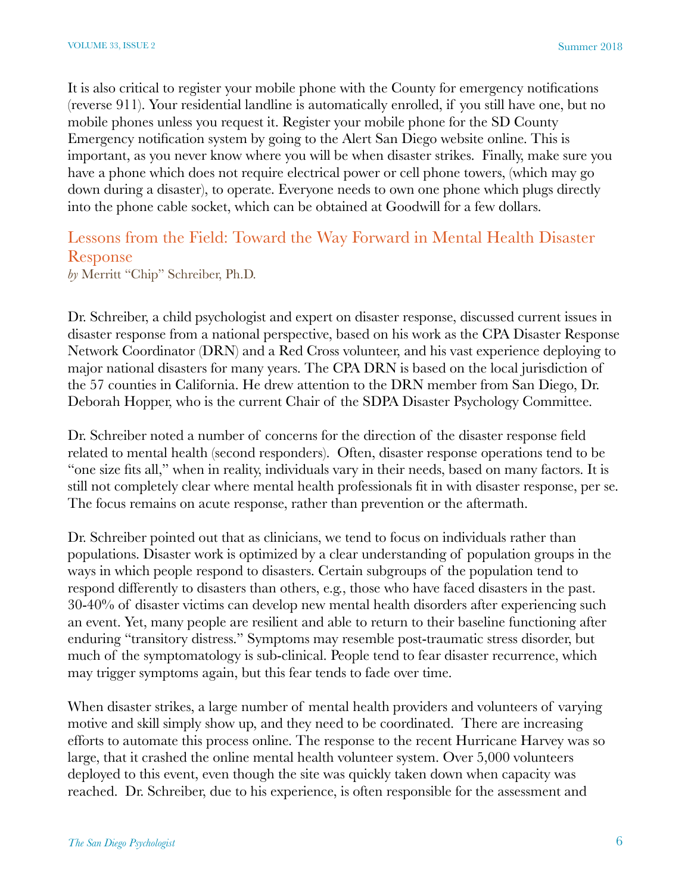It is also critical to register your mobile phone with the County for emergency notifications (reverse 911). Your residential landline is automatically enrolled, if you still have one, but no mobile phones unless you request it. Register your mobile phone for the SD County Emergency notification system by going to the Alert San Diego website online. This is important, as you never know where you will be when disaster strikes. Finally, make sure you have a phone which does not require electrical power or cell phone towers, (which may go down during a disaster), to operate. Everyone needs to own one phone which plugs directly into the phone cable socket, which can be obtained at Goodwill for a few dollars.

## Lessons from the Field: Toward the Way Forward in Mental Health Disaster Response

*by* Merritt "Chip" Schreiber, Ph.D.

Dr. Schreiber, a child psychologist and expert on disaster response, discussed current issues in disaster response from a national perspective, based on his work as the CPA Disaster Response Network Coordinator (DRN) and a Red Cross volunteer, and his vast experience deploying to major national disasters for many years. The CPA DRN is based on the local jurisdiction of the 57 counties in California. He drew attention to the DRN member from San Diego, Dr. Deborah Hopper, who is the current Chair of the SDPA Disaster Psychology Committee.

Dr. Schreiber noted a number of concerns for the direction of the disaster response field related to mental health (second responders). Often, disaster response operations tend to be "one size fits all," when in reality, individuals vary in their needs, based on many factors. It is still not completely clear where mental health professionals fit in with disaster response, per se. The focus remains on acute response, rather than prevention or the aftermath.

Dr. Schreiber pointed out that as clinicians, we tend to focus on individuals rather than populations. Disaster work is optimized by a clear understanding of population groups in the ways in which people respond to disasters. Certain subgroups of the population tend to respond differently to disasters than others, e.g., those who have faced disasters in the past. 30-40% of disaster victims can develop new mental health disorders after experiencing such an event. Yet, many people are resilient and able to return to their baseline functioning after enduring "transitory distress." Symptoms may resemble post-traumatic stress disorder, but much of the symptomatology is sub-clinical. People tend to fear disaster recurrence, which may trigger symptoms again, but this fear tends to fade over time.

When disaster strikes, a large number of mental health providers and volunteers of varying motive and skill simply show up, and they need to be coordinated. There are increasing efforts to automate this process online. The response to the recent Hurricane Harvey was so large, that it crashed the online mental health volunteer system. Over 5,000 volunteers deployed to this event, even though the site was quickly taken down when capacity was reached. Dr. Schreiber, due to his experience, is often responsible for the assessment and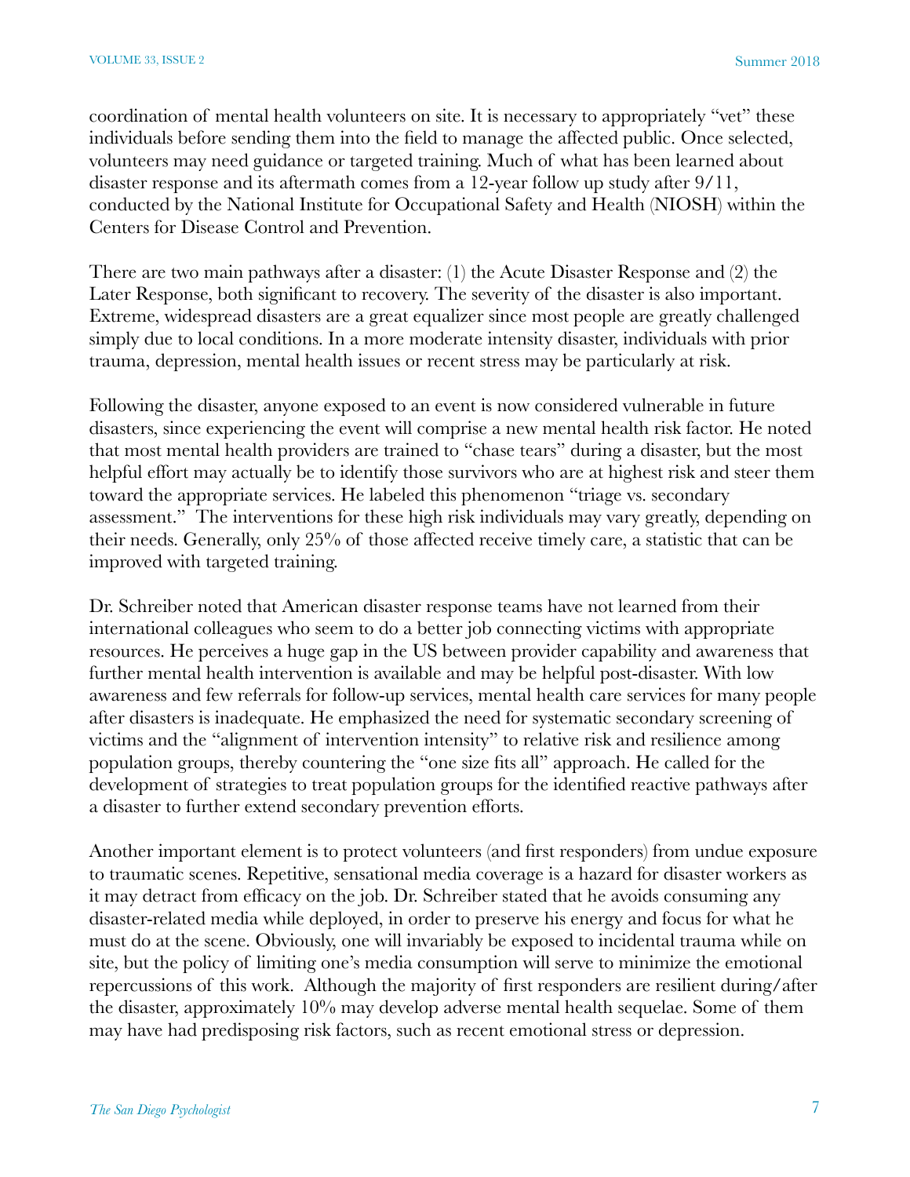coordination of mental health volunteers on site. It is necessary to appropriately "vet" these individuals before sending them into the field to manage the affected public. Once selected, volunteers may need guidance or targeted training. Much of what has been learned about disaster response and its aftermath comes from a 12-year follow up study after 9/11, conducted by the National Institute for Occupational Safety and Health (NIOSH) within the Centers for Disease Control and Prevention.

There are two main pathways after a disaster: (1) the Acute Disaster Response and (2) the Later Response, both significant to recovery. The severity of the disaster is also important. Extreme, widespread disasters are a great equalizer since most people are greatly challenged simply due to local conditions. In a more moderate intensity disaster, individuals with prior trauma, depression, mental health issues or recent stress may be particularly at risk.

Following the disaster, anyone exposed to an event is now considered vulnerable in future disasters, since experiencing the event will comprise a new mental health risk factor. He noted that most mental health providers are trained to "chase tears" during a disaster, but the most helpful effort may actually be to identify those survivors who are at highest risk and steer them toward the appropriate services. He labeled this phenomenon "triage vs. secondary assessment." The interventions for these high risk individuals may vary greatly, depending on their needs. Generally, only 25% of those affected receive timely care, a statistic that can be improved with targeted training.

Dr. Schreiber noted that American disaster response teams have not learned from their international colleagues who seem to do a better job connecting victims with appropriate resources. He perceives a huge gap in the US between provider capability and awareness that further mental health intervention is available and may be helpful post-disaster. With low awareness and few referrals for follow-up services, mental health care services for many people after disasters is inadequate. He emphasized the need for systematic secondary screening of victims and the "alignment of intervention intensity" to relative risk and resilience among population groups, thereby countering the "one size fits all" approach. He called for the development of strategies to treat population groups for the identified reactive pathways after a disaster to further extend secondary prevention efforts.

Another important element is to protect volunteers (and first responders) from undue exposure to traumatic scenes. Repetitive, sensational media coverage is a hazard for disaster workers as it may detract from efficacy on the job. Dr. Schreiber stated that he avoids consuming any disaster-related media while deployed, in order to preserve his energy and focus for what he must do at the scene. Obviously, one will invariably be exposed to incidental trauma while on site, but the policy of limiting one's media consumption will serve to minimize the emotional repercussions of this work. Although the majority of first responders are resilient during/after the disaster, approximately 10% may develop adverse mental health sequelae. Some of them may have had predisposing risk factors, such as recent emotional stress or depression.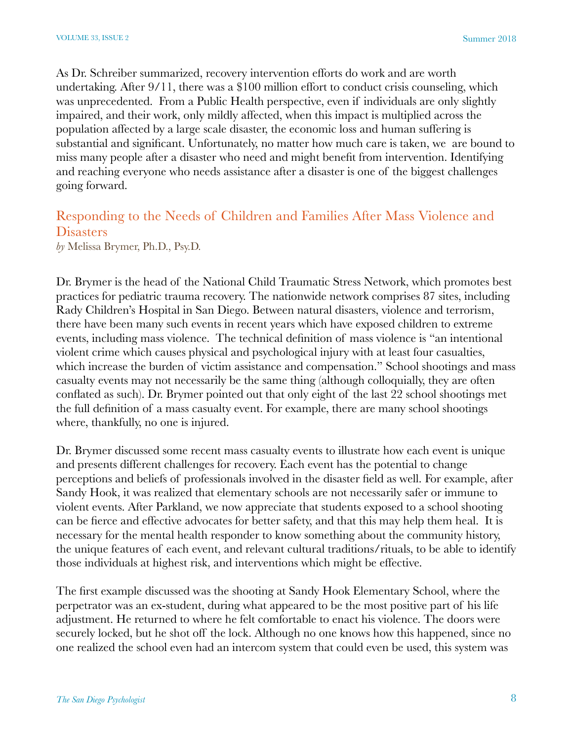As Dr. Schreiber summarized, recovery intervention efforts do work and are worth undertaking. After 9/11, there was a $100 million effort to conduct crisis counseling, which was unprecedented.  From a Public Health perspective, even if individuals are only slightly impaired, and their work, only mildly affected, when this impact is multiplied across the population affected by a large scale disaster, the economic loss and human suffering is substantial and significant. Unfortunately, no matter how much care is taken, we  are bound to miss many people after a disaster who need and might benefit from intervention. Identifying and reaching everyone who needs assistance after a disaster is one of the biggest challenges going forward.

## Responding to the Needs of Children and Families After Mass Violence and Disasters

*by* Melissa Brymer, Ph.D., Psy.D.

Dr. Brymer is the head of the National Child Traumatic Stress Network, which promotes best practices for pediatric trauma recovery. The nationwide network comprises 87 sites, including Rady Children's Hospital in San Diego. Between natural disasters, violence and terrorism, there have been many such events in recent years which have exposed children to extreme events, including mass violence.  The technical definition of mass violence is "an intentional violent crime which causes physical and psychological injury with at least four casualties, which increase the burden of victim assistance and compensation." School shootings and mass casualty events may not necessarily be the same thing (although colloquially, they are often conflated as such). Dr. Brymer pointed out that only eight of the last 22 school shootings met the full definition of a mass casualty event. For example, there are many school shootings where, thankfully, no one is injured.

Dr. Brymer discussed some recent mass casualty events to illustrate how each event is unique and presents different challenges for recovery. Each event has the potential to change perceptions and beliefs of professionals involved in the disaster field as well. For example, after Sandy Hook, it was realized that elementary schools are not necessarily safer or immune to violent events. After Parkland, we now appreciate that students exposed to a school shooting can be fierce and effective advocates for better safety, and that this may help them heal.  It is necessary for the mental health responder to know something about the community history, the unique features of each event, and relevant cultural traditions/rituals, to be able to identify those individuals at highest risk, and interventions which might be effective.

The first example discussed was the shooting at Sandy Hook Elementary School, where the perpetrator was an ex-student, during what appeared to be the most positive part of his life adjustment. He returned to where he felt comfortable to enact his violence. The doors were securely locked, but he shot off the lock. Although no one knows how this happened, since no one realized the school even had an intercom system that could even be used, this system was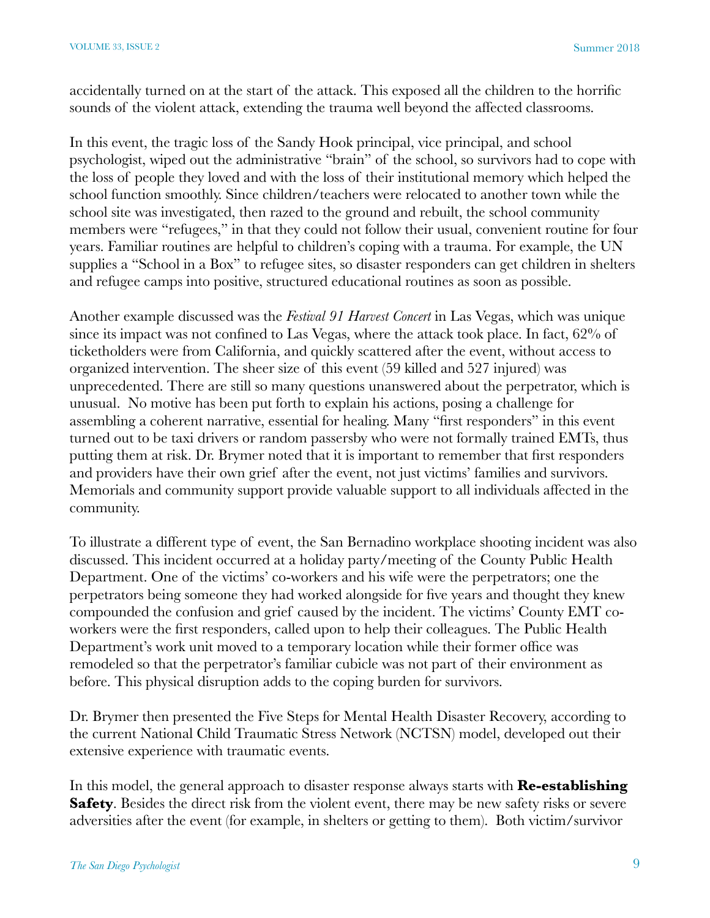accidentally turned on at the start of the attack. This exposed all the children to the horrific sounds of the violent attack, extending the trauma well beyond the affected classrooms.

In this event, the tragic loss of the Sandy Hook principal, vice principal, and school psychologist, wiped out the administrative "brain" of the school, so survivors had to cope with the loss of people they loved and with the loss of their institutional memory which helped the school function smoothly. Since children/teachers were relocated to another town while the school site was investigated, then razed to the ground and rebuilt, the school community members were "refugees," in that they could not follow their usual, convenient routine for four years. Familiar routines are helpful to children's coping with a trauma. For example, the UN supplies a "School in a Box" to refugee sites, so disaster responders can get children in shelters and refugee camps into positive, structured educational routines as soon as possible.

Another example discussed was the *Festival 91 Harvest Concert* in Las Vegas, which was unique since its impact was not confined to Las Vegas, where the attack took place. In fact, 62% of ticketholders were from California, and quickly scattered after the event, without access to organized intervention. The sheer size of this event (59 killed and 527 injured) was unprecedented. There are still so many questions unanswered about the perpetrator, which is unusual. No motive has been put forth to explain his actions, posing a challenge for assembling a coherent narrative, essential for healing. Many "first responders" in this event turned out to be taxi drivers or random passersby who were not formally trained EMTs, thus putting them at risk. Dr. Brymer noted that it is important to remember that first responders and providers have their own grief after the event, not just victims' families and survivors. Memorials and community support provide valuable support to all individuals affected in the community.

To illustrate a different type of event, the San Bernadino workplace shooting incident was also discussed. This incident occurred at a holiday party/meeting of the County Public Health Department. One of the victims' co-workers and his wife were the perpetrators; one the perpetrators being someone they had worked alongside for five years and thought they knew compounded the confusion and grief caused by the incident. The victims' County EMT co-workers were the first responders, called upon to help their colleagues. The Public Health Department's work unit moved to a temporary location while their former office was remodeled so that the perpetrator's familiar cubicle was not part of their environment as before. This physical disruption adds to the coping burden for survivors.

Dr. Brymer then presented the Five Steps for Mental Health Disaster Recovery, according to the current National Child Traumatic Stress Network (NCTSN) model, developed out their extensive experience with traumatic events.

In this model, the general approach to disaster response always starts with **Re-establishing Safety**. Besides the direct risk from the violent event, there may be new safety risks or severe adversities after the event (for example, in shelters or getting to them). Both victim/survivor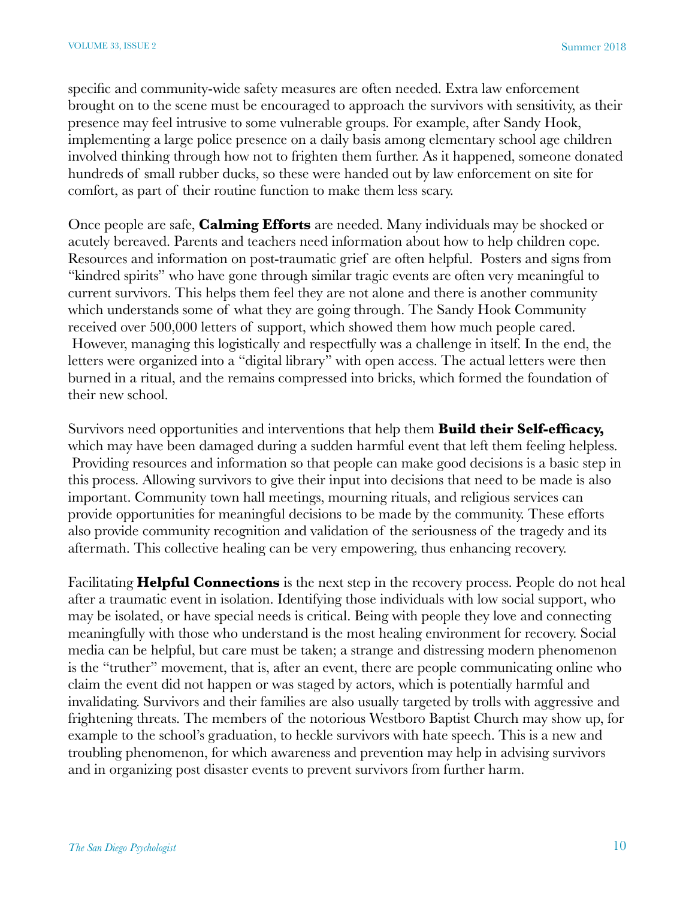specific and community-wide safety measures are often needed. Extra law enforcement brought on to the scene must be encouraged to approach the survivors with sensitivity, as their presence may feel intrusive to some vulnerable groups. For example, after Sandy Hook, implementing a large police presence on a daily basis among elementary school age children involved thinking through how not to frighten them further. As it happened, someone donated hundreds of small rubber ducks, so these were handed out by law enforcement on site for comfort, as part of their routine function to make them less scary.

Once people are safe, **Calming Efforts** are needed. Many individuals may be shocked or acutely bereaved. Parents and teachers need information about how to help children cope. Resources and information on post-traumatic grief are often helpful. Posters and signs from "kindred spirits" who have gone through similar tragic events are often very meaningful to current survivors. This helps them feel they are not alone and there is another community which understands some of what they are going through. The Sandy Hook Community received over 500,000 letters of support, which showed them how much people cared. However, managing this logistically and respectfully was a challenge in itself. In the end, the letters were organized into a "digital library" with open access. The actual letters were then burned in a ritual, and the remains compressed into bricks, which formed the foundation of their new school.

Survivors need opportunities and interventions that help them **Build their Self-efficacy,** which may have been damaged during a sudden harmful event that left them feeling helpless. Providing resources and information so that people can make good decisions is a basic step in this process. Allowing survivors to give their input into decisions that need to be made is also important. Community town hall meetings, mourning rituals, and religious services can provide opportunities for meaningful decisions to be made by the community. These efforts also provide community recognition and validation of the seriousness of the tragedy and its aftermath. This collective healing can be very empowering, thus enhancing recovery.

Facilitating **Helpful Connections** is the next step in the recovery process. People do not heal after a traumatic event in isolation. Identifying those individuals with low social support, who may be isolated, or have special needs is critical. Being with people they love and connecting meaningfully with those who understand is the most healing environment for recovery. Social media can be helpful, but care must be taken; a strange and distressing modern phenomenon is the "truther" movement, that is, after an event, there are people communicating online who claim the event did not happen or was staged by actors, which is potentially harmful and invalidating. Survivors and their families are also usually targeted by trolls with aggressive and frightening threats. The members of the notorious Westboro Baptist Church may show up, for example to the school's graduation, to heckle survivors with hate speech. This is a new and troubling phenomenon, for which awareness and prevention may help in advising survivors and in organizing post disaster events to prevent survivors from further harm.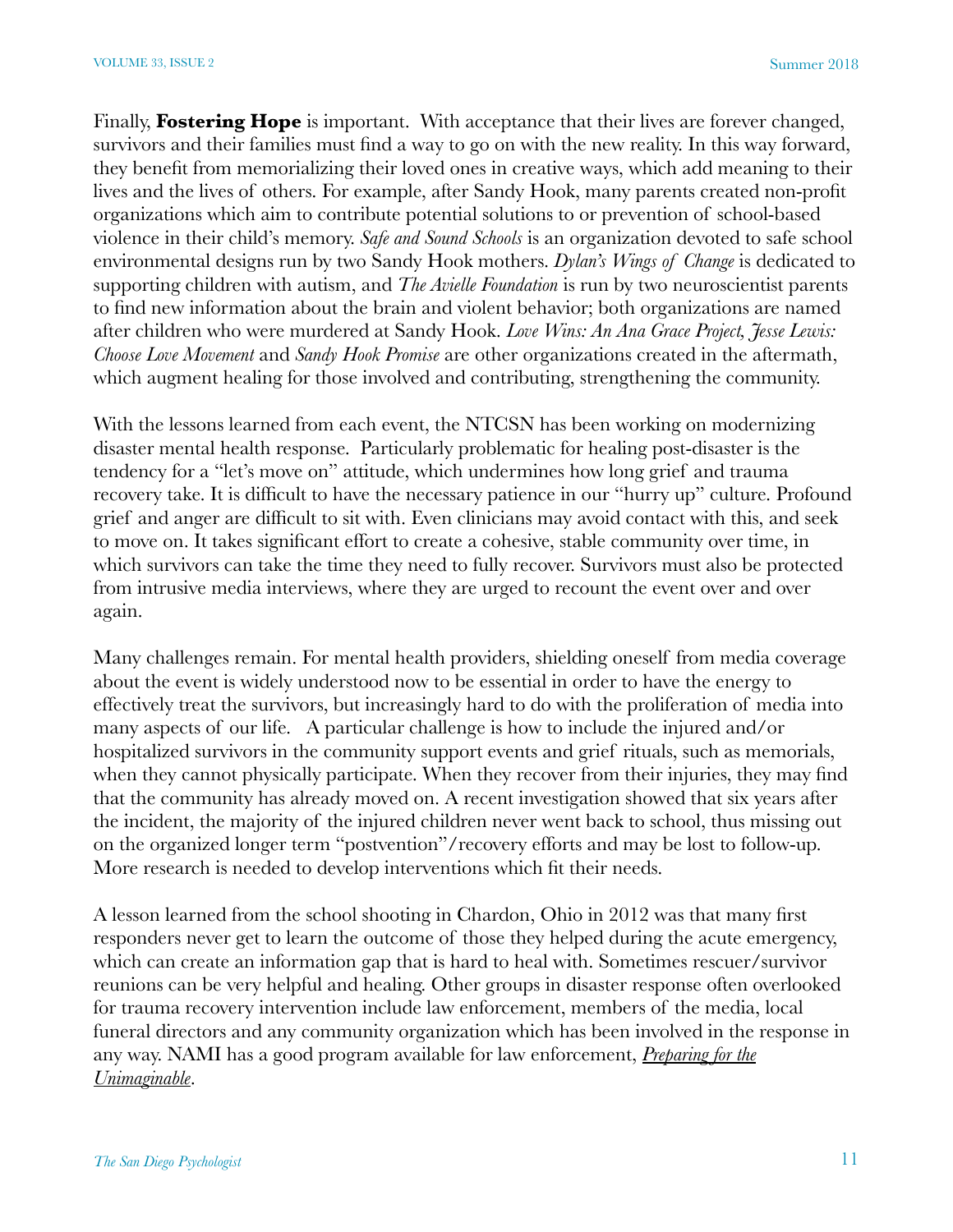Finally, **Fostering Hope** is important. With acceptance that their lives are forever changed, survivors and their families must find a way to go on with the new reality. In this way forward, they benefit from memorializing their loved ones in creative ways, which add meaning to their lives and the lives of others. For example, after Sandy Hook, many parents created non-profit organizations which aim to contribute potential solutions to or prevention of school-based violence in their child's memory. *Safe and Sound Schools* is an organization devoted to safe school environmental designs run by two Sandy Hook mothers. *Dylan's Wings of Change* is dedicated to supporting children with autism, and *The Avielle Foundation* is run by two neuroscientist parents to find new information about the brain and violent behavior; both organizations are named after children who were murdered at Sandy Hook. *Love Wins: An Ana Grace Project, Jesse Lewis: Choose Love Movement* and *Sandy Hook Promise* are other organizations created in the aftermath, which augment healing for those involved and contributing, strengthening the community.

With the lessons learned from each event, the NTCSN has been working on modernizing disaster mental health response. Particularly problematic for healing post-disaster is the tendency for a "let's move on" attitude, which undermines how long grief and trauma recovery take. It is difficult to have the necessary patience in our "hurry up" culture. Profound grief and anger are difficult to sit with. Even clinicians may avoid contact with this, and seek to move on. It takes significant effort to create a cohesive, stable community over time, in which survivors can take the time they need to fully recover. Survivors must also be protected from intrusive media interviews, where they are urged to recount the event over and over again.

Many challenges remain. For mental health providers, shielding oneself from media coverage about the event is widely understood now to be essential in order to have the energy to effectively treat the survivors, but increasingly hard to do with the proliferation of media into many aspects of our life. A particular challenge is how to include the injured and/or hospitalized survivors in the community support events and grief rituals, such as memorials, when they cannot physically participate. When they recover from their injuries, they may find that the community has already moved on. A recent investigation showed that six years after the incident, the majority of the injured children never went back to school, thus missing out on the organized longer term "postvention"/recovery efforts and may be lost to follow-up. More research is needed to develop interventions which fit their needs.

A lesson learned from the school shooting in Chardon, Ohio in 2012 was that many first responders never get to learn the outcome of those they helped during the acute emergency, which can create an information gap that is hard to heal with. Sometimes rescuer/survivor reunions can be very helpful and healing. Other groups in disaster response often overlooked for trauma recovery intervention include law enforcement, members of the media, local funeral directors and any community organization which has been involved in the response in any way. NAMI has a good program available for law enforcement, *Preparing for the Unimaginable*.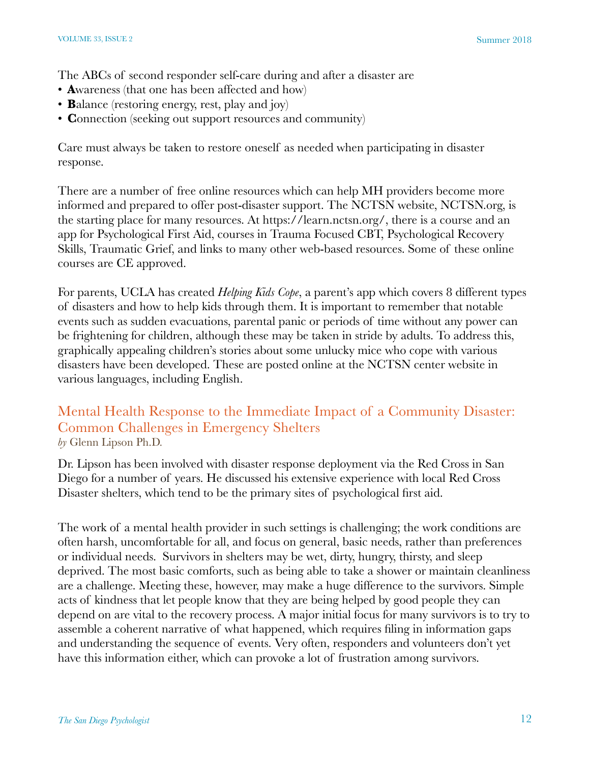The ABCs of second responder self-care during and after a disaster are

- **A**wareness (that one has been affected and how)
- **B**alance (restoring energy, rest, play and joy)
- **C**onnection (seeking out support resources and community)

Care must always be taken to restore oneself as needed when participating in disaster response.

There are a number of free online resources which can help MH providers become more informed and prepared to offer post-disaster support. The NCTSN website, NCTSN.org, is the starting place for many resources. At https://learn.nctsn.org/, there is a course and an app for Psychological First Aid, courses in Trauma Focused CBT, Psychological Recovery Skills, Traumatic Grief, and links to many other web-based resources. Some of these online courses are CE approved.

For parents, UCLA has created *Helping Kids Cope*, a parent's app which covers 8 different types of disasters and how to help kids through them. It is important to remember that notable events such as sudden evacuations, parental panic or periods of time without any power can be frightening for children, although these may be taken in stride by adults. To address this, graphically appealing children's stories about some unlucky mice who cope with various disasters have been developed. These are posted online at the NCTSN center website in various languages, including English.

## Mental Health Response to the Immediate Impact of a Community Disaster: Common Challenges in Emergency Shelters

*by* Glenn Lipson Ph.D.

Dr. Lipson has been involved with disaster response deployment via the Red Cross in San Diego for a number of years. He discussed his extensive experience with local Red Cross Disaster shelters, which tend to be the primary sites of psychological first aid.

The work of a mental health provider in such settings is challenging; the work conditions are often harsh, uncomfortable for all, and focus on general, basic needs, rather than preferences or individual needs. Survivors in shelters may be wet, dirty, hungry, thirsty, and sleep deprived. The most basic comforts, such as being able to take a shower or maintain cleanliness are a challenge. Meeting these, however, may make a huge difference to the survivors. Simple acts of kindness that let people know that they are being helped by good people they can depend on are vital to the recovery process. A major initial focus for many survivors is to try to assemble a coherent narrative of what happened, which requires filing in information gaps and understanding the sequence of events. Very often, responders and volunteers don't yet have this information either, which can provoke a lot of frustration among survivors.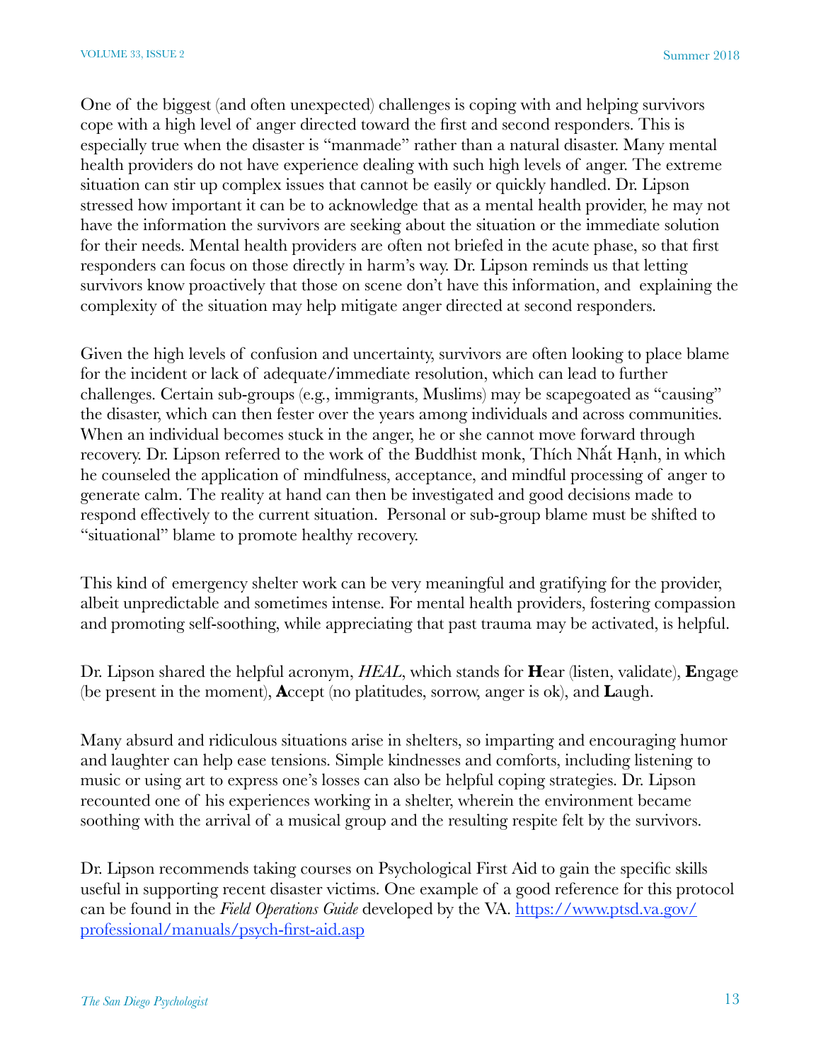One of the biggest (and often unexpected) challenges is coping with and helping survivors cope with a high level of anger directed toward the first and second responders. This is especially true when the disaster is “manmade” rather than a natural disaster. Many mental health providers do not have experience dealing with such high levels of anger. The extreme situation can stir up complex issues that cannot be easily or quickly handled. Dr. Lipson stressed how important it can be to acknowledge that as a mental health provider, he may not have the information the survivors are seeking about the situation or the immediate solution for their needs. Mental health providers are often not briefed in the acute phase, so that first responders can focus on those directly in harm’s way. Dr. Lipson reminds us that letting survivors know proactively that those on scene don’t have this information, and explaining the complexity of the situation may help mitigate anger directed at second responders.

Given the high levels of confusion and uncertainty, survivors are often looking to place blame for the incident or lack of adequate/immediate resolution, which can lead to further challenges. Certain sub-groups (e.g., immigrants, Muslims) may be scapegoated as “causing” the disaster, which can then fester over the years among individuals and across communities. When an individual becomes stuck in the anger, he or she cannot move forward through recovery. Dr. Lipson referred to the work of the Buddhist monk, Thích Nhất Hạnh, in which he counseled the application of mindfulness, acceptance, and mindful processing of anger to generate calm. The reality at hand can then be investigated and good decisions made to respond effectively to the current situation. Personal or sub-group blame must be shifted to “situational” blame to promote healthy recovery.

This kind of emergency shelter work can be very meaningful and gratifying for the provider, albeit unpredictable and sometimes intense. For mental health providers, fostering compassion and promoting self-soothing, while appreciating that past trauma may be activated, is helpful.

Dr. Lipson shared the helpful acronym, *HEAL*, which stands for **H**ear (listen, validate), **E**ngage (be present in the moment), **A**ccept (no platitudes, sorrow, anger is ok), and **L**augh.

Many absurd and ridiculous situations arise in shelters, so imparting and encouraging humor and laughter can help ease tensions. Simple kindnesses and comforts, including listening to music or using art to express one’s losses can also be helpful coping strategies. Dr. Lipson recounted one of his experiences working in a shelter, wherein the environment became soothing with the arrival of a musical group and the resulting respite felt by the survivors.

Dr. Lipson recommends taking courses on Psychological First Aid to gain the specific skills useful in supporting recent disaster victims. One example of a good reference for this protocol can be found in the *Field Operations Guide* developed by the VA. [https://www.ptsd.va.gov/professional/manuals/psych-first-aid.asp](https://www.ptsd.va.gov/professional/manuals/psych-first-aid.asp)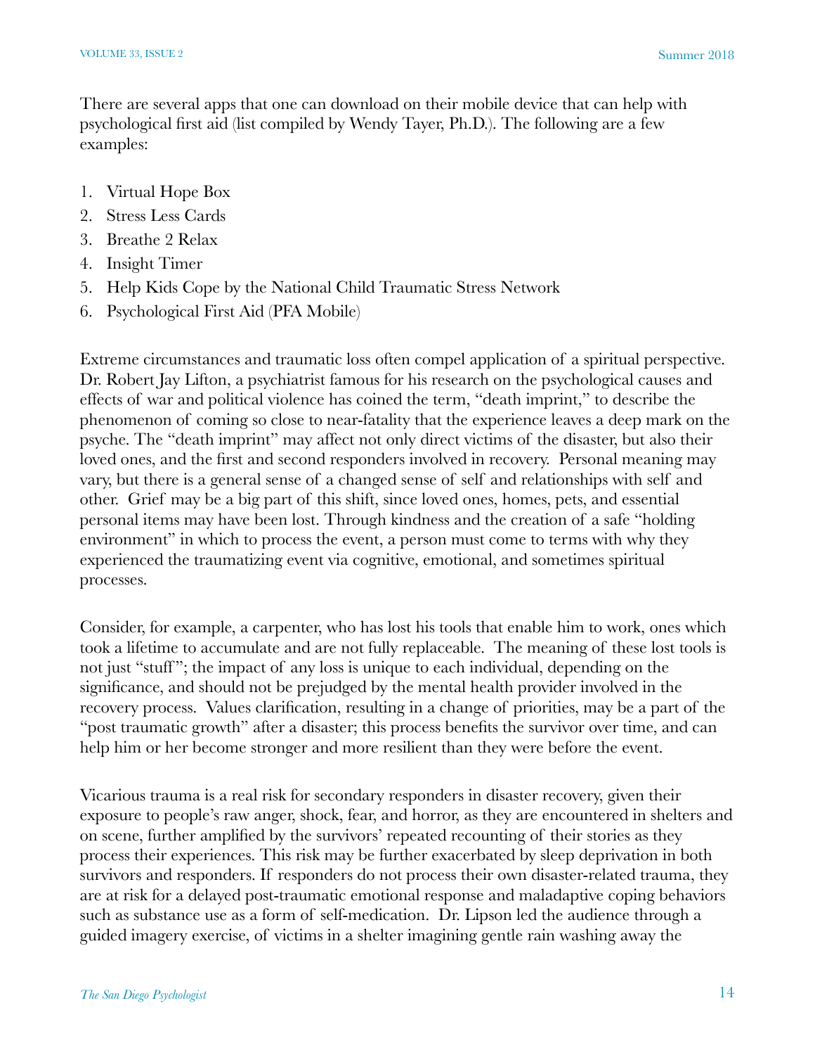There are several apps that one can download on their mobile device that can help with psychological first aid (list compiled by Wendy Tayer, Ph.D.). The following are a few examples:

1. Virtual Hope Box
2. Stress Less Cards
3. Breathe 2 Relax
4. Insight Timer
5. Help Kids Cope by the National Child Traumatic Stress Network
6. Psychological First Aid (PFA Mobile)

Extreme circumstances and traumatic loss often compel application of a spiritual perspective. Dr. Robert Jay Lifton, a psychiatrist famous for his research on the psychological causes and effects of war and political violence has coined the term, "death imprint," to describe the phenomenon of coming so close to near-fatality that the experience leaves a deep mark on the psyche. The "death imprint" may affect not only direct victims of the disaster, but also their loved ones, and the first and second responders involved in recovery. Personal meaning may vary, but there is a general sense of a changed sense of self and relationships with self and other. Grief may be a big part of this shift, since loved ones, homes, pets, and essential personal items may have been lost. Through kindness and the creation of a safe "holding environment" in which to process the event, a person must come to terms with why they experienced the traumatizing event via cognitive, emotional, and sometimes spiritual processes.

Consider, for example, a carpenter, who has lost his tools that enable him to work, ones which took a lifetime to accumulate and are not fully replaceable. The meaning of these lost tools is not just "stuff"; the impact of any loss is unique to each individual, depending on the significance, and should not be prejudged by the mental health provider involved in the recovery process. Values clarification, resulting in a change of priorities, may be a part of the "post traumatic growth" after a disaster; this process benefits the survivor over time, and can help him or her become stronger and more resilient than they were before the event.

Vicarious trauma is a real risk for secondary responders in disaster recovery, given their exposure to people's raw anger, shock, fear, and horror, as they are encountered in shelters and on scene, further amplified by the survivors' repeated recounting of their stories as they process their experiences. This risk may be further exacerbated by sleep deprivation in both survivors and responders. If responders do not process their own disaster-related trauma, they are at risk for a delayed post-traumatic emotional response and maladaptive coping behaviors such as substance use as a form of self-medication. Dr. Lipson led the audience through a guided imagery exercise, of victims in a shelter imagining gentle rain washing away the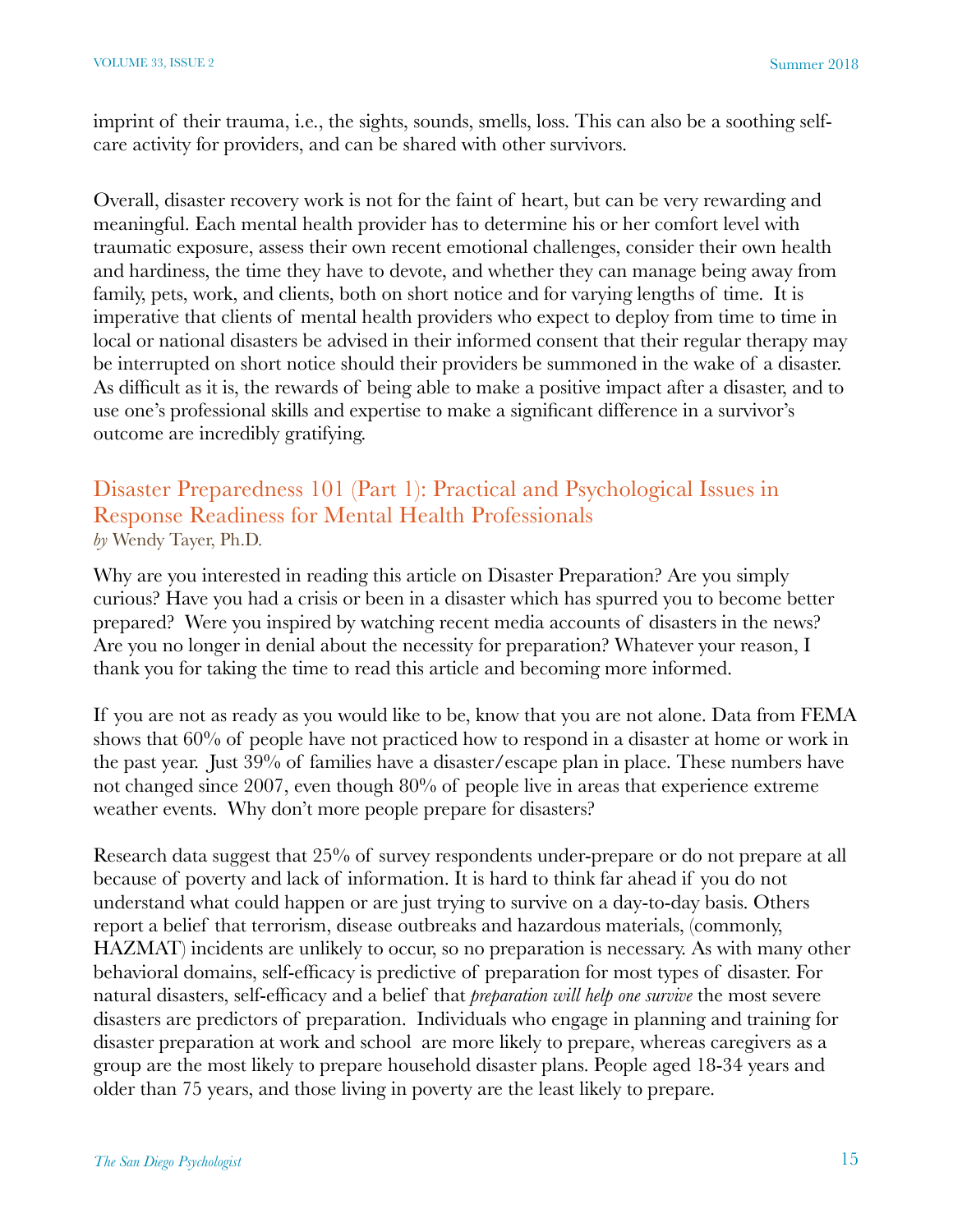imprint of their trauma, i.e., the sights, sounds, smells, loss. This can also be a soothing self-care activity for providers, and can be shared with other survivors.

Overall, disaster recovery work is not for the faint of heart, but can be very rewarding and meaningful. Each mental health provider has to determine his or her comfort level with traumatic exposure, assess their own recent emotional challenges, consider their own health and hardiness, the time they have to devote, and whether they can manage being away from family, pets, work, and clients, both on short notice and for varying lengths of time. It is imperative that clients of mental health providers who expect to deploy from time to time in local or national disasters be advised in their informed consent that their regular therapy may be interrupted on short notice should their providers be summoned in the wake of a disaster. As difficult as it is, the rewards of being able to make a positive impact after a disaster, and to use one's professional skills and expertise to make a significant difference in a survivor's outcome are incredibly gratifying.

## Disaster Preparedness 101 (Part 1): Practical and Psychological Issues in Response Readiness for Mental Health Professionals

*by* Wendy Tayer, Ph.D.

Why are you interested in reading this article on Disaster Preparation? Are you simply curious? Have you had a crisis or been in a disaster which has spurred you to become better prepared? Were you inspired by watching recent media accounts of disasters in the news? Are you no longer in denial about the necessity for preparation? Whatever your reason, I thank you for taking the time to read this article and becoming more informed.

If you are not as ready as you would like to be, know that you are not alone. Data from FEMA shows that 60% of people have not practiced how to respond in a disaster at home or work in the past year. Just 39% of families have a disaster/escape plan in place. These numbers have not changed since 2007, even though 80% of people live in areas that experience extreme weather events. Why don't more people prepare for disasters?

Research data suggest that 25% of survey respondents under-prepare or do not prepare at all because of poverty and lack of information. It is hard to think far ahead if you do not understand what could happen or are just trying to survive on a day-to-day basis. Others report a belief that terrorism, disease outbreaks and hazardous materials, (commonly, HAZMAT) incidents are unlikely to occur, so no preparation is necessary. As with many other behavioral domains, self-efficacy is predictive of preparation for most types of disaster. For natural disasters, self-efficacy and a belief that *preparation will help one survive* the most severe disasters are predictors of preparation. Individuals who engage in planning and training for disaster preparation at work and school are more likely to prepare, whereas caregivers as a group are the most likely to prepare household disaster plans. People aged 18-34 years and older than 75 years, and those living in poverty are the least likely to prepare.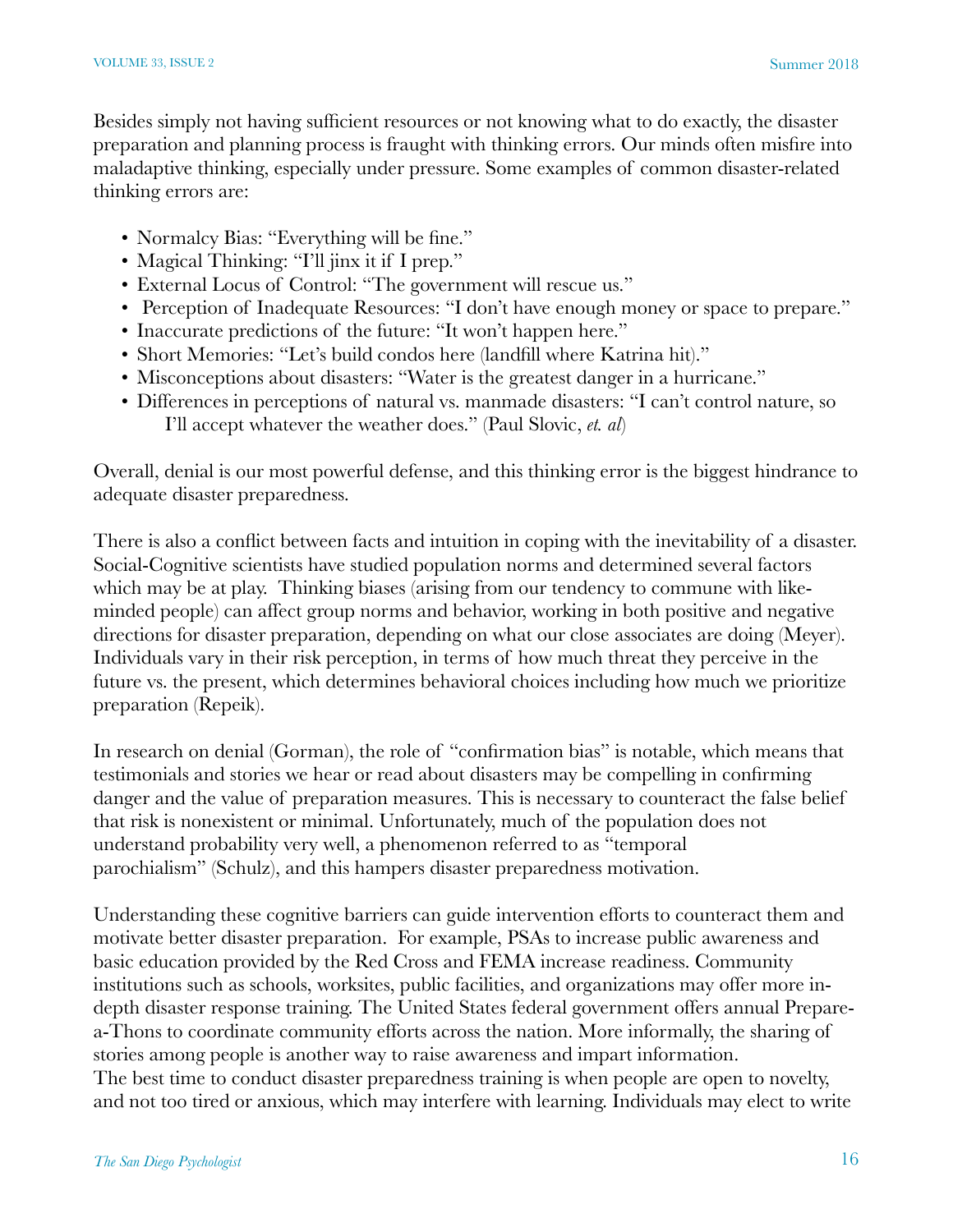Besides simply not having sufficient resources or not knowing what to do exactly, the disaster preparation and planning process is fraught with thinking errors. Our minds often misfire into maladaptive thinking, especially under pressure. Some examples of common disaster-related thinking errors are:

- Normalcy Bias: "Everything will be fine."
- Magical Thinking: "I'll jinx it if I prep."
- External Locus of Control: "The government will rescue us."
- Perception of Inadequate Resources: "I don't have enough money or space to prepare."
- Inaccurate predictions of the future: "It won't happen here."
- Short Memories: "Let's build condos here (landfill where Katrina hit)."
- Misconceptions about disasters: "Water is the greatest danger in a hurricane."
- Differences in perceptions of natural vs. manmade disasters: "I can't control nature, so I'll accept whatever the weather does." (Paul Slovic, *et. al*)

Overall, denial is our most powerful defense, and this thinking error is the biggest hindrance to adequate disaster preparedness.

There is also a conflict between facts and intuition in coping with the inevitability of a disaster. Social-Cognitive scientists have studied population norms and determined several factors which may be at play. Thinking biases (arising from our tendency to commune with like-minded people) can affect group norms and behavior, working in both positive and negative directions for disaster preparation, depending on what our close associates are doing (Meyer). Individuals vary in their risk perception, in terms of how much threat they perceive in the future vs. the present, which determines behavioral choices including how much we prioritize preparation (Repeik).

In research on denial (Gorman), the role of "confirmation bias" is notable, which means that testimonials and stories we hear or read about disasters may be compelling in confirming danger and the value of preparation measures. This is necessary to counteract the false belief that risk is nonexistent or minimal. Unfortunately, much of the population does not understand probability very well, a phenomenon referred to as "temporal parochialism" (Schulz), and this hampers disaster preparedness motivation.

Understanding these cognitive barriers can guide intervention efforts to counteract them and motivate better disaster preparation. For example, PSAs to increase public awareness and basic education provided by the Red Cross and FEMA increase readiness. Community institutions such as schools, worksites, public facilities, and organizations may offer more in-depth disaster response training. The United States federal government offers annual Prepare-a-Thons to coordinate community efforts across the nation. More informally, the sharing of stories among people is another way to raise awareness and impart information.
The best time to conduct disaster preparedness training is when people are open to novelty, and not too tired or anxious, which may interfere with learning. Individuals may elect to write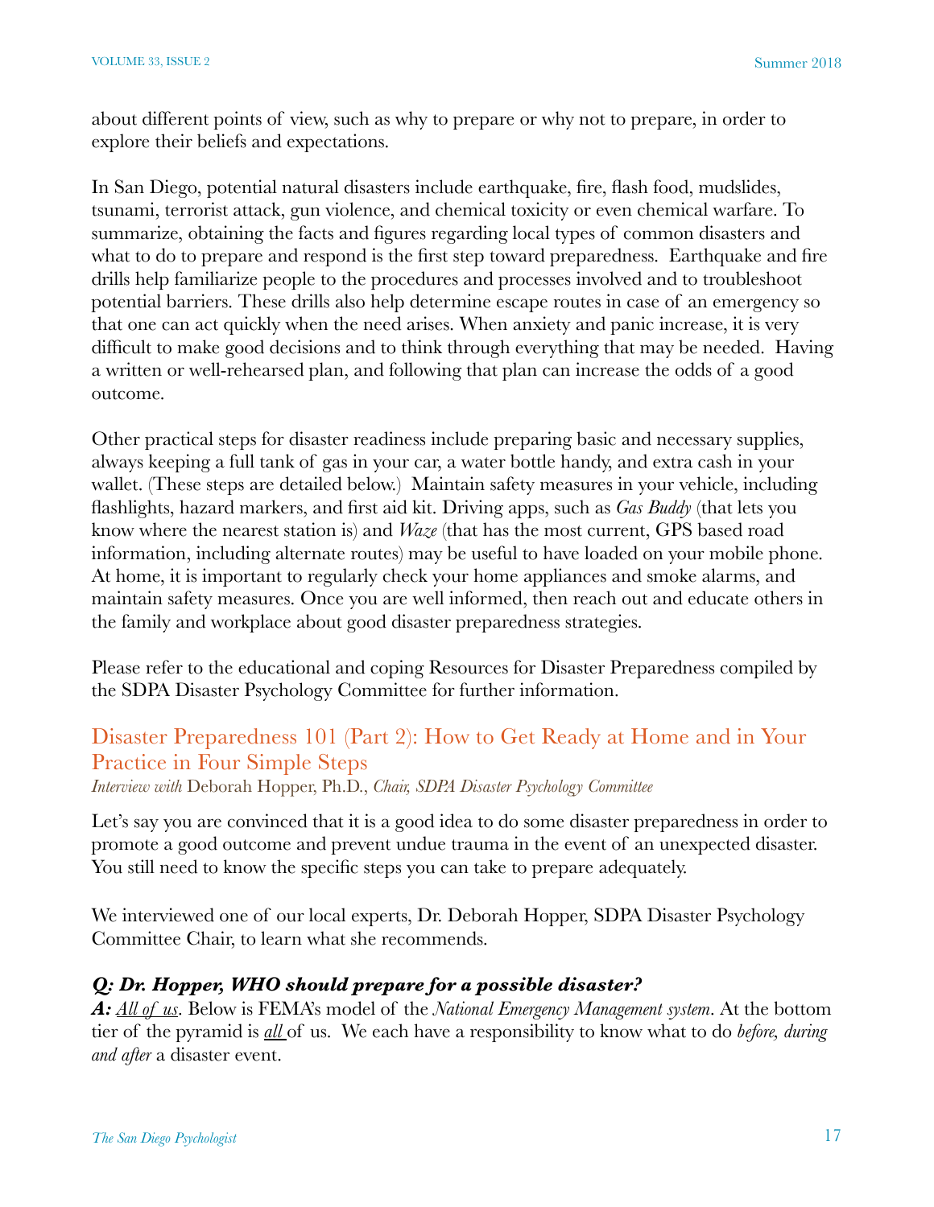about different points of view, such as why to prepare or why not to prepare, in order to explore their beliefs and expectations.

In San Diego, potential natural disasters include earthquake, fire, flash food, mudslides, tsunami, terrorist attack, gun violence, and chemical toxicity or even chemical warfare. To summarize, obtaining the facts and figures regarding local types of common disasters and what to do to prepare and respond is the first step toward preparedness. Earthquake and fire drills help familiarize people to the procedures and processes involved and to troubleshoot potential barriers. These drills also help determine escape routes in case of an emergency so that one can act quickly when the need arises. When anxiety and panic increase, it is very difficult to make good decisions and to think through everything that may be needed. Having a written or well-rehearsed plan, and following that plan can increase the odds of a good outcome.

Other practical steps for disaster readiness include preparing basic and necessary supplies, always keeping a full tank of gas in your car, a water bottle handy, and extra cash in your wallet. (These steps are detailed below.) Maintain safety measures in your vehicle, including flashlights, hazard markers, and first aid kit. Driving apps, such as *Gas Buddy* (that lets you know where the nearest station is) and *Waze* (that has the most current, GPS based road information, including alternate routes) may be useful to have loaded on your mobile phone. At home, it is important to regularly check your home appliances and smoke alarms, and maintain safety measures. Once you are well informed, then reach out and educate others in the family and workplace about good disaster preparedness strategies.

Please refer to the educational and coping Resources for Disaster Preparedness compiled by the SDPA Disaster Psychology Committee for further information.

## Disaster Preparedness 101 (Part 2): How to Get Ready at Home and in Your Practice in Four Simple Steps

*Interview with* Deborah Hopper, Ph.D., *Chair, SDPA Disaster Psychology Committee*

Let's say you are convinced that it is a good idea to do some disaster preparedness in order to promote a good outcome and prevent undue trauma in the event of an unexpected disaster. You still need to know the specific steps you can take to prepare adequately.

We interviewed one of our local experts, Dr. Deborah Hopper, SDPA Disaster Psychology Committee Chair, to learn what she recommends.

***Q: Dr. Hopper, WHO should prepare for a possible disaster?***

***A:*** *All of us*. Below is FEMA's model of the *National Emergency Management system*. At the bottom tier of the pyramid is *all* of us. We each have a responsibility to know what to do *before, during and after* a disaster event.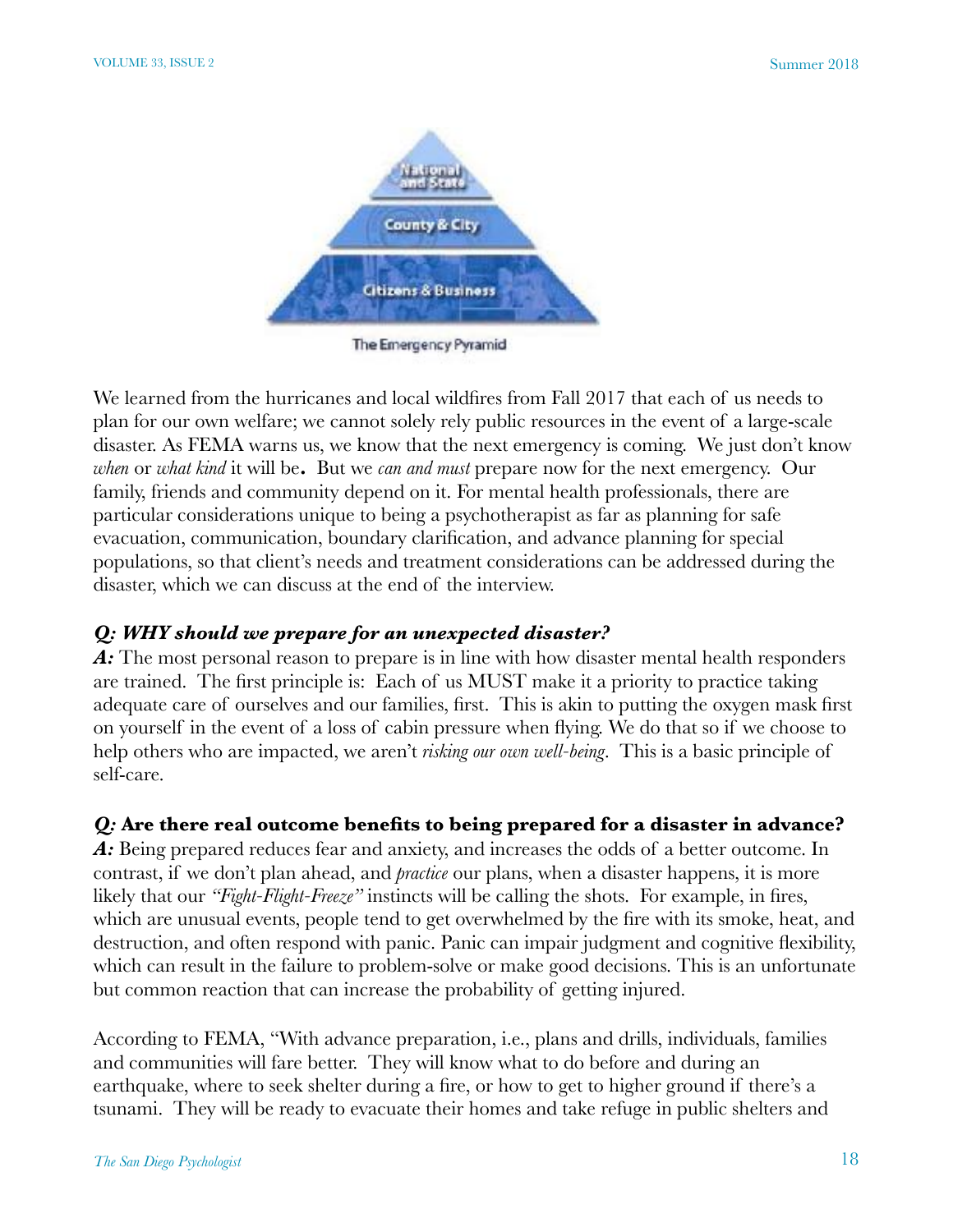National and State

County & City

Citizens & Business

The Emergency Pyramid

We learned from the hurricanes and local wildfires from Fall 2017 that each of us needs to plan for our own welfare; we cannot solely rely public resources in the event of a large-scale disaster. As FEMA warns us, we know that the next emergency is coming. We just don't know *when* or *what kind* it will be**.** But we *can and must* prepare now for the next emergency. Our family, friends and community depend on it. For mental health professionals, there are particular considerations unique to being a psychotherapist as far as planning for safe evacuation, communication, boundary clarification, and advance planning for special populations, so that client's needs and treatment considerations can be addressed during the disaster, which we can discuss at the end of the interview.

***Q: WHY should we prepare for an unexpected disaster?***

***A:*** The most personal reason to prepare is in line with how disaster mental health responders are trained. The first principle is: Each of us MUST make it a priority to practice taking adequate care of ourselves and our families, first. This is akin to putting the oxygen mask first on yourself in the event of a loss of cabin pressure when flying. We do that so if we choose to help others who are impacted, we aren't *risking our own well-being*. This is a basic principle of self-care.

***Q:*** **Are there real outcome benefits to being prepared for a disaster in advance?**

***A:*** Being prepared reduces fear and anxiety, and increases the odds of a better outcome. In contrast, if we don't plan ahead, and *practice* our plans, when a disaster happens, it is more likely that our *"Fight-Flight-Freeze"* instincts will be calling the shots. For example, in fires, which are unusual events, people tend to get overwhelmed by the fire with its smoke, heat, and destruction, and often respond with panic. Panic can impair judgment and cognitive flexibility, which can result in the failure to problem-solve or make good decisions. This is an unfortunate but common reaction that can increase the probability of getting injured.

According to FEMA, "With advance preparation, i.e., plans and drills, individuals, families and communities will fare better. They will know what to do before and during an earthquake, where to seek shelter during a fire, or how to get to higher ground if there's a tsunami. They will be ready to evacuate their homes and take refuge in public shelters and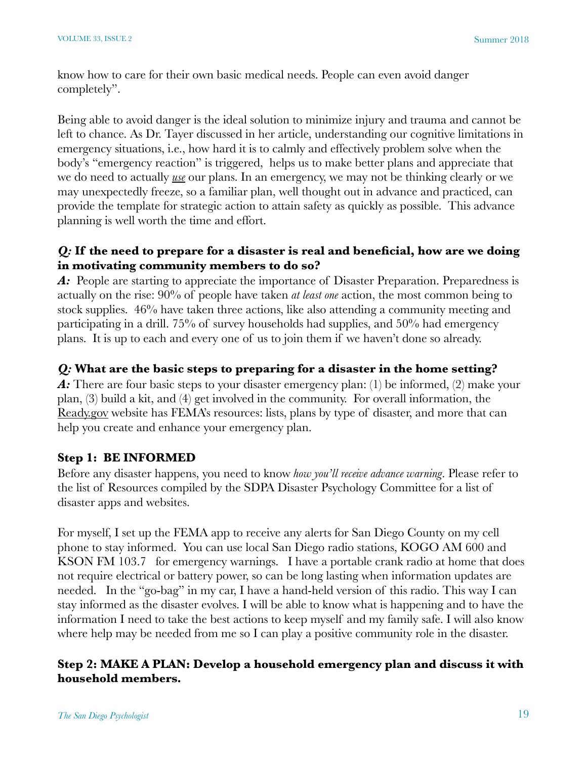know how to care for their own basic medical needs. People can even avoid danger completely".

Being able to avoid danger is the ideal solution to minimize injury and trauma and cannot be left to chance. As Dr. Tayer discussed in her article, understanding our cognitive limitations in emergency situations, i.e., how hard it is to calmly and effectively problem solve when the body's "emergency reaction" is triggered, helps us to make better plans and appreciate that we do need to actually *use* our plans. In an emergency, we may not be thinking clearly or we may unexpectedly freeze, so a familiar plan, well thought out in advance and practiced, can provide the template for strategic action to attain safety as quickly as possible. This advance planning is well worth the time and effort.

***Q:* If the need to prepare for a disaster is real and beneficial, how are we doing in motivating community members to do so?**

***A:*** People are starting to appreciate the importance of Disaster Preparation. Preparedness is actually on the rise: 90% of people have taken *at least one* action, the most common being to stock supplies. 46% have taken three actions, like also attending a community meeting and participating in a drill. 75% of survey households had supplies, and 50% had emergency plans. It is up to each and every one of us to join them if we haven't done so already.

***Q:* What are the basic steps to preparing for a disaster in the home setting?**

***A:*** There are four basic steps to your disaster emergency plan: (1) be informed, (2) make your plan, (3) build a kit, and (4) get involved in the community. For overall information, the Ready.gov website has FEMA's resources: lists, plans by type of disaster, and more that can help you create and enhance your emergency plan.

**Step 1: BE INFORMED**

Before any disaster happens, you need to know *how you'll receive advance warning*. Please refer to the list of Resources compiled by the SDPA Disaster Psychology Committee for a list of disaster apps and websites.

For myself, I set up the FEMA app to receive any alerts for San Diego County on my cell phone to stay informed. You can use local San Diego radio stations, KOGO AM 600 and KSON FM 103.7 for emergency warnings. I have a portable crank radio at home that does not require electrical or battery power, so can be long lasting when information updates are needed. In the "go-bag" in my car, I have a hand-held version of this radio. This way I can stay informed as the disaster evolves. I will be able to know what is happening and to have the information I need to take the best actions to keep myself and my family safe. I will also know where help may be needed from me so I can play a positive community role in the disaster.

**Step 2: MAKE A PLAN: Develop a household emergency plan and discuss it with household members.**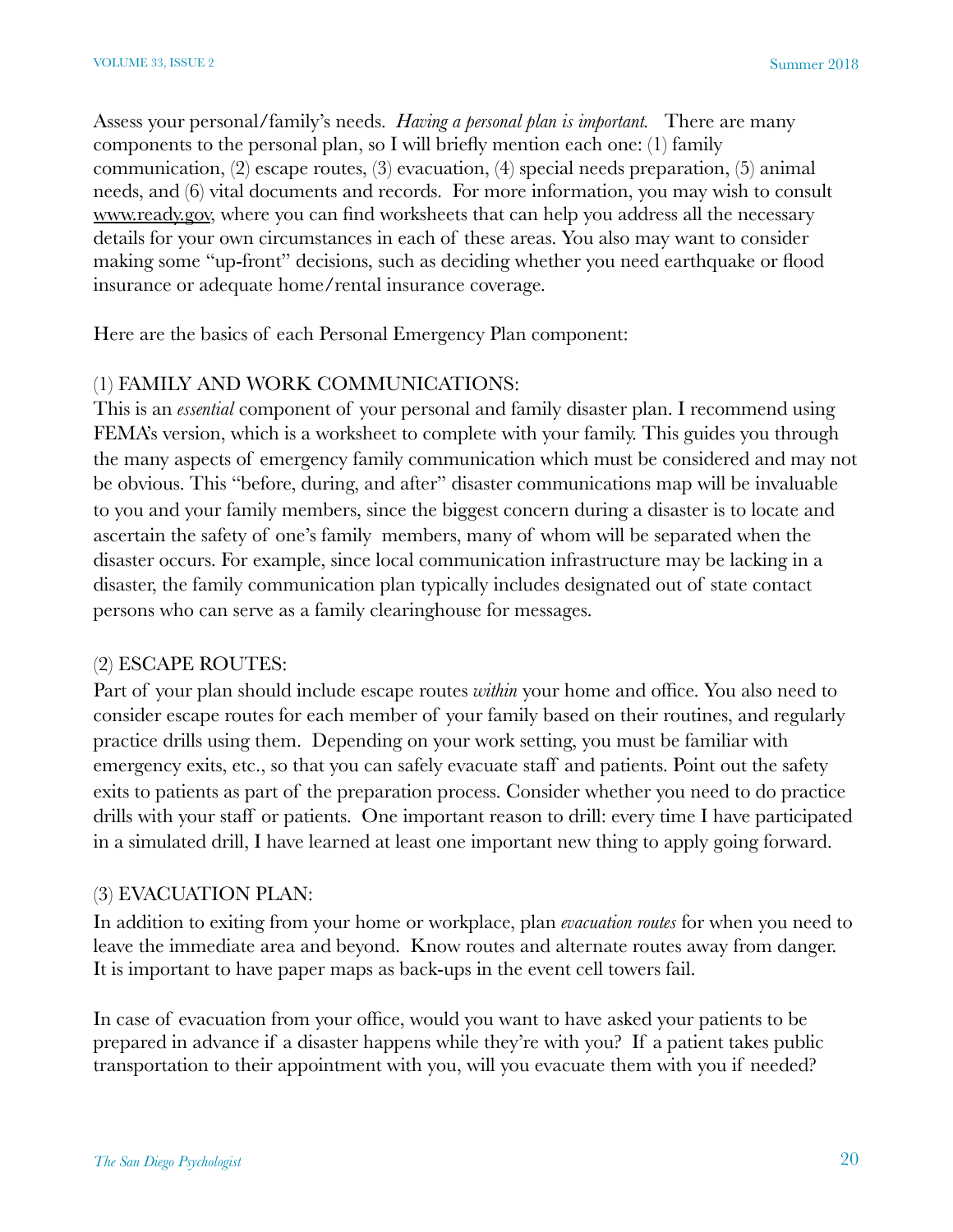Assess your personal/family's needs. *Having a personal plan is important.* There are many components to the personal plan, so I will briefly mention each one: (1) family communication, (2) escape routes, (3) evacuation, (4) special needs preparation, (5) animal needs, and (6) vital documents and records. For more information, you may wish to consult www.ready.gov, where you can find worksheets that can help you address all the necessary details for your own circumstances in each of these areas. You also may want to consider making some "up-front" decisions, such as deciding whether you need earthquake or flood insurance or adequate home/rental insurance coverage.

Here are the basics of each Personal Emergency Plan component:

(1) FAMILY AND WORK COMMUNICATIONS:
This is an *essential* component of your personal and family disaster plan. I recommend using FEMA's version, which is a worksheet to complete with your family. This guides you through the many aspects of emergency family communication which must be considered and may not be obvious. This "before, during, and after" disaster communications map will be invaluable to you and your family members, since the biggest concern during a disaster is to locate and ascertain the safety of one's family members, many of whom will be separated when the disaster occurs. For example, since local communication infrastructure may be lacking in a disaster, the family communication plan typically includes designated out of state contact persons who can serve as a family clearinghouse for messages.

(2) ESCAPE ROUTES:
Part of your plan should include escape routes *within* your home and office. You also need to consider escape routes for each member of your family based on their routines, and regularly practice drills using them. Depending on your work setting, you must be familiar with emergency exits, etc., so that you can safely evacuate staff and patients. Point out the safety exits to patients as part of the preparation process. Consider whether you need to do practice drills with your staff or patients. One important reason to drill: every time I have participated in a simulated drill, I have learned at least one important new thing to apply going forward.

(3) EVACUATION PLAN:
In addition to exiting from your home or workplace, plan *evacuation routes* for when you need to leave the immediate area and beyond. Know routes and alternate routes away from danger. It is important to have paper maps as back-ups in the event cell towers fail.

In case of evacuation from your office, would you want to have asked your patients to be prepared in advance if a disaster happens while they're with you? If a patient takes public transportation to their appointment with you, will you evacuate them with you if needed?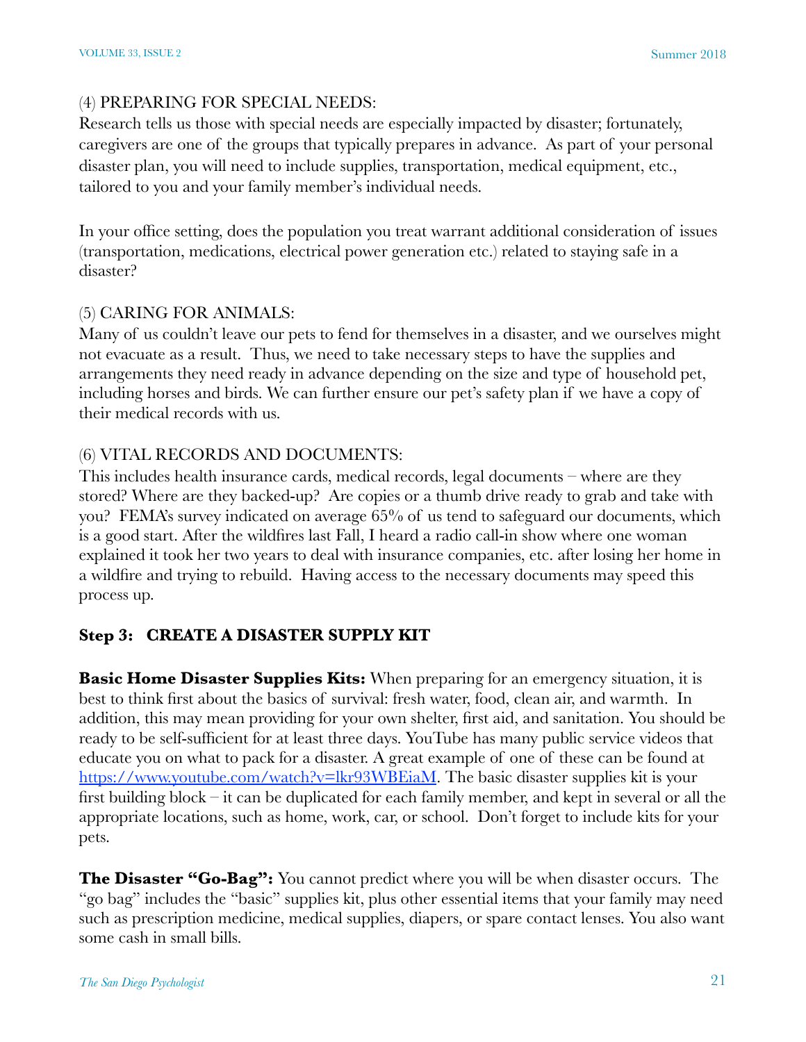(4) PREPARING FOR SPECIAL NEEDS:
Research tells us those with special needs are especially impacted by disaster; fortunately, caregivers are one of the groups that typically prepares in advance. As part of your personal disaster plan, you will need to include supplies, transportation, medical equipment, etc., tailored to you and your family member's individual needs.

In your office setting, does the population you treat warrant additional consideration of issues (transportation, medications, electrical power generation etc.) related to staying safe in a disaster?

(5) CARING FOR ANIMALS:
Many of us couldn't leave our pets to fend for themselves in a disaster, and we ourselves might not evacuate as a result. Thus, we need to take necessary steps to have the supplies and arrangements they need ready in advance depending on the size and type of household pet, including horses and birds. We can further ensure our pet's safety plan if we have a copy of their medical records with us.

(6) VITAL RECORDS AND DOCUMENTS:
This includes health insurance cards, medical records, legal documents – where are they stored? Where are they backed-up? Are copies or a thumb drive ready to grab and take with you? FEMA's survey indicated on average 65% of us tend to safeguard our documents, which is a good start. After the wildfires last Fall, I heard a radio call-in show where one woman explained it took her two years to deal with insurance companies, etc. after losing her home in a wildfire and trying to rebuild. Having access to the necessary documents may speed this process up.

### Step 3: CREATE A DISASTER SUPPLY KIT

**Basic Home Disaster Supplies Kits:** When preparing for an emergency situation, it is best to think first about the basics of survival: fresh water, food, clean air, and warmth. In addition, this may mean providing for your own shelter, first aid, and sanitation. You should be ready to be self-sufficient for at least three days. YouTube has many public service videos that educate you on what to pack for a disaster. A great example of one of these can be found at https://www.youtube.com/watch?v=lkr93WBEiaM. The basic disaster supplies kit is your first building block – it can be duplicated for each family member, and kept in several or all the appropriate locations, such as home, work, car, or school. Don't forget to include kits for your pets.

**The Disaster "Go-Bag":** You cannot predict where you will be when disaster occurs. The "go bag" includes the "basic" supplies kit, plus other essential items that your family may need such as prescription medicine, medical supplies, diapers, or spare contact lenses. You also want some cash in small bills.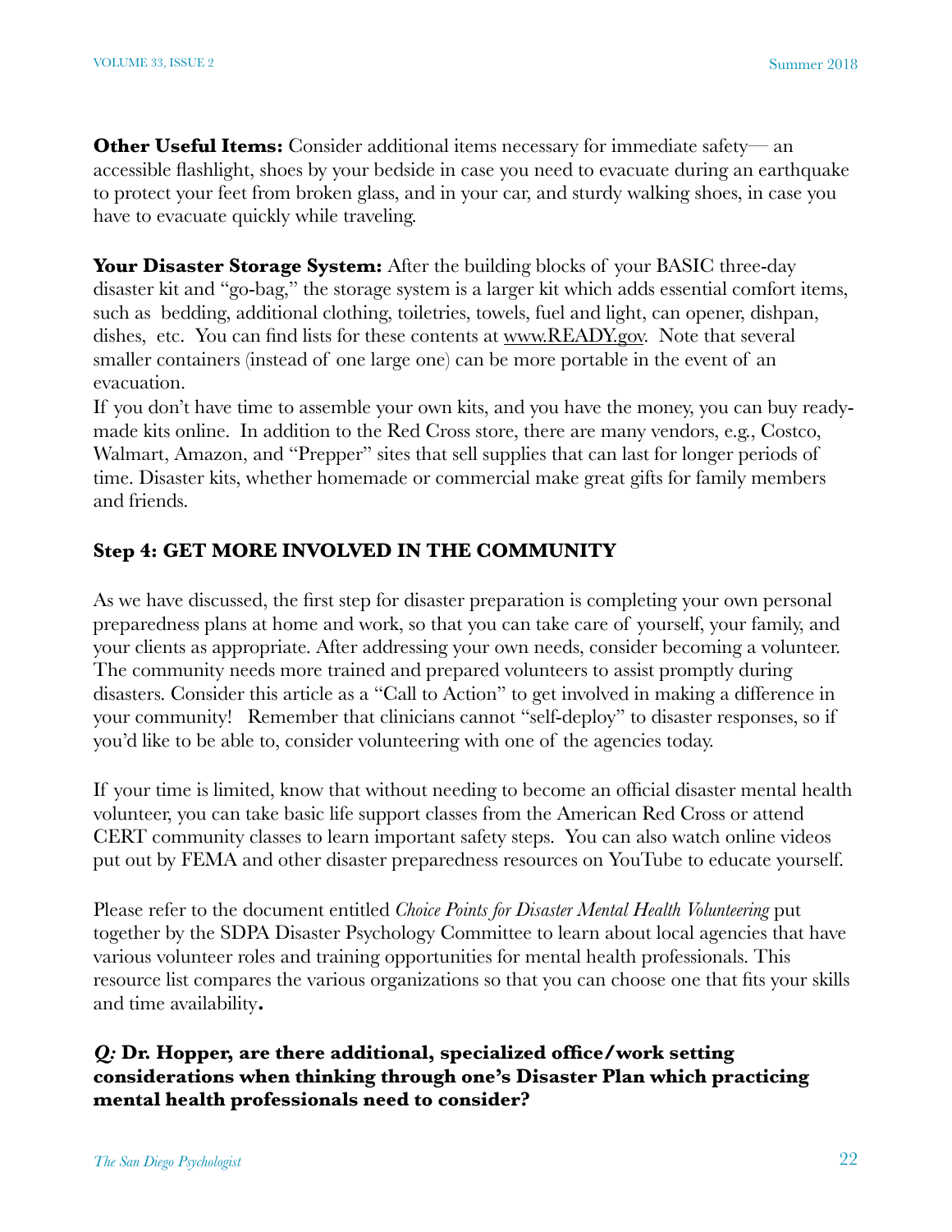**Other Useful Items:** Consider additional items necessary for immediate safety— an accessible flashlight, shoes by your bedside in case you need to evacuate during an earthquake to protect your feet from broken glass, and in your car, and sturdy walking shoes, in case you have to evacuate quickly while traveling.

**Your Disaster Storage System:** After the building blocks of your BASIC three-day disaster kit and "go-bag," the storage system is a larger kit which adds essential comfort items, such as bedding, additional clothing, toiletries, towels, fuel and light, can opener, dishpan, dishes, etc. You can find lists for these contents at www.READY.gov. Note that several smaller containers (instead of one large one) can be more portable in the event of an evacuation.

If you don't have time to assemble your own kits, and you have the money, you can buy ready-made kits online. In addition to the Red Cross store, there are many vendors, e.g., Costco, Walmart, Amazon, and "Prepper" sites that sell supplies that can last for longer periods of time. Disaster kits, whether homemade or commercial make great gifts for family members and friends.

### Step 4: GET MORE INVOLVED IN THE COMMUNITY

As we have discussed, the first step for disaster preparation is completing your own personal preparedness plans at home and work, so that you can take care of yourself, your family, and your clients as appropriate. After addressing your own needs, consider becoming a volunteer. The community needs more trained and prepared volunteers to assist promptly during disasters. Consider this article as a "Call to Action" to get involved in making a difference in your community! Remember that clinicians cannot "self-deploy" to disaster responses, so if you'd like to be able to, consider volunteering with one of the agencies today.

If your time is limited, know that without needing to become an official disaster mental health volunteer, you can take basic life support classes from the American Red Cross or attend CERT community classes to learn important safety steps. You can also watch online videos put out by FEMA and other disaster preparedness resources on YouTube to educate yourself.

Please refer to the document entitled *Choice Points for Disaster Mental Health Volunteering* put together by the SDPA Disaster Psychology Committee to learn about local agencies that have various volunteer roles and training opportunities for mental health professionals. This resource list compares the various organizations so that you can choose one that fits your skills and time availability**.**

***Q:* Dr. Hopper, are there additional, specialized office/work setting considerations when thinking through one's Disaster Plan which practicing mental health professionals need to consider?**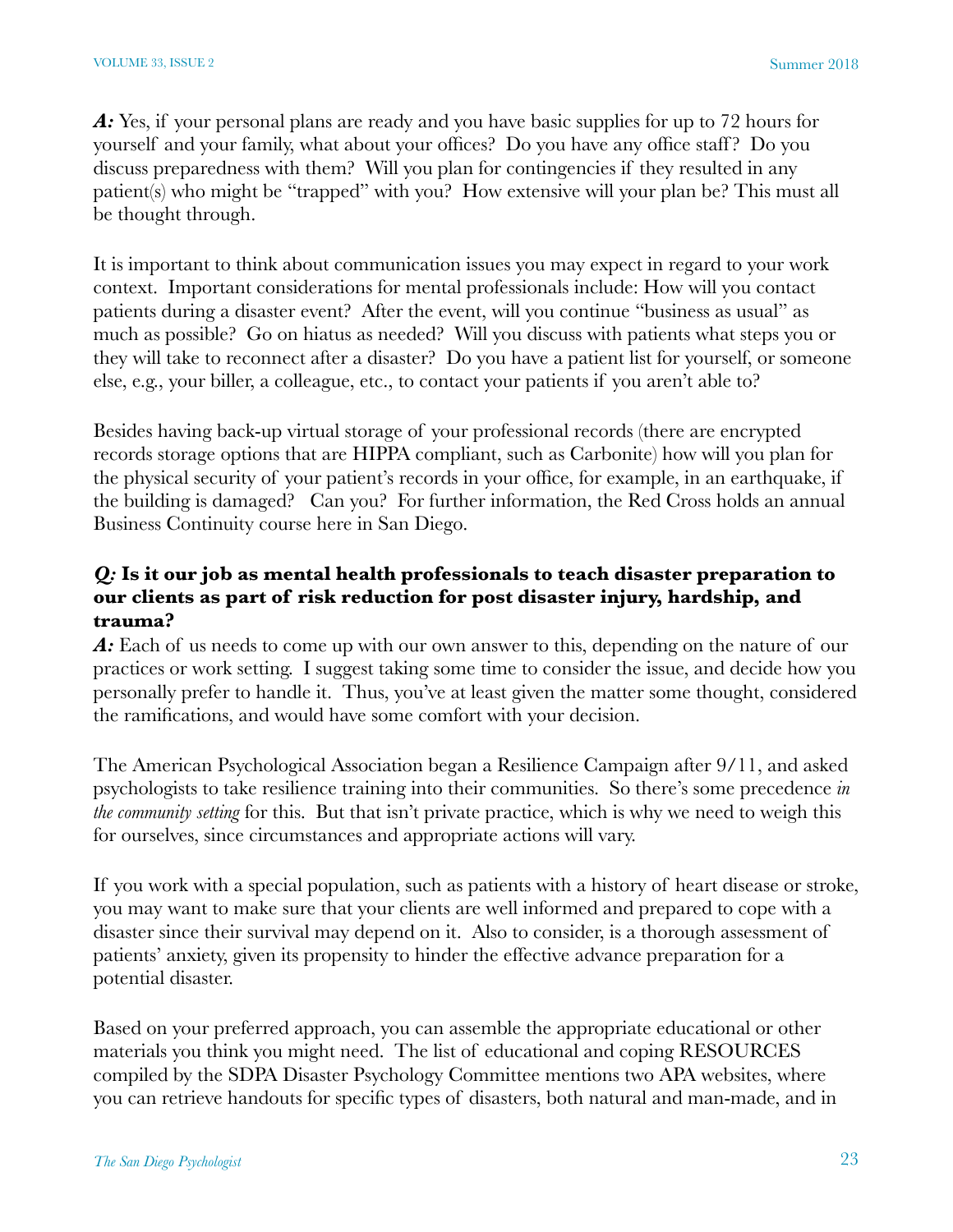***A:*** Yes, if your personal plans are ready and you have basic supplies for up to 72 hours for yourself and your family, what about your offices? Do you have any office staff? Do you discuss preparedness with them? Will you plan for contingencies if they resulted in any patient(s) who might be "trapped" with you? How extensive will your plan be? This must all be thought through.

It is important to think about communication issues you may expect in regard to your work context. Important considerations for mental professionals include: How will you contact patients during a disaster event? After the event, will you continue "business as usual" as much as possible? Go on hiatus as needed? Will you discuss with patients what steps you or they will take to reconnect after a disaster? Do you have a patient list for yourself, or someone else, e.g., your biller, a colleague, etc., to contact your patients if you aren't able to?

Besides having back-up virtual storage of your professional records (there are encrypted records storage options that are HIPPA compliant, such as Carbonite) how will you plan for the physical security of your patient's records in your office, for example, in an earthquake, if the building is damaged? Can you? For further information, the Red Cross holds an annual Business Continuity course here in San Diego.

***Q:* Is it our job as mental health professionals to teach disaster preparation to our clients as part of risk reduction for post disaster injury, hardship, and trauma?**

***A:*** Each of us needs to come up with our own answer to this, depending on the nature of our practices or work setting. I suggest taking some time to consider the issue, and decide how you personally prefer to handle it. Thus, you've at least given the matter some thought, considered the ramifications, and would have some comfort with your decision.

The American Psychological Association began a Resilience Campaign after 9/11, and asked psychologists to take resilience training into their communities. So there's some precedence *in the community setting* for this. But that isn't private practice, which is why we need to weigh this for ourselves, since circumstances and appropriate actions will vary.

If you work with a special population, such as patients with a history of heart disease or stroke, you may want to make sure that your clients are well informed and prepared to cope with a disaster since their survival may depend on it. Also to consider, is a thorough assessment of patients' anxiety, given its propensity to hinder the effective advance preparation for a potential disaster.

Based on your preferred approach, you can assemble the appropriate educational or other materials you think you might need. The list of educational and coping RESOURCES compiled by the SDPA Disaster Psychology Committee mentions two APA websites, where you can retrieve handouts for specific types of disasters, both natural and man-made, and in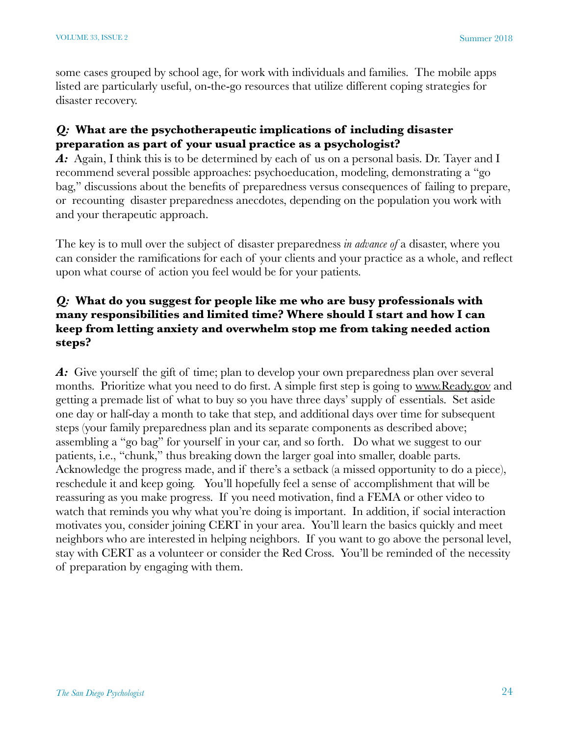some cases grouped by school age, for work with individuals and families. The mobile apps listed are particularly useful, on-the-go resources that utilize different coping strategies for disaster recovery.

***Q:* What are the psychotherapeutic implications of including disaster preparation as part of your usual practice as a psychologist?**

***A:*** Again, I think this is to be determined by each of us on a personal basis. Dr. Tayer and I recommend several possible approaches: psychoeducation, modeling, demonstrating a "go bag," discussions about the benefits of preparedness versus consequences of failing to prepare, or recounting disaster preparedness anecdotes, depending on the population you work with and your therapeutic approach.

The key is to mull over the subject of disaster preparedness *in advance of* a disaster, where you can consider the ramifications for each of your clients and your practice as a whole, and reflect upon what course of action you feel would be for your patients.

***Q:* What do you suggest for people like me who are busy professionals with many responsibilities and limited time? Where should I start and how I can keep from letting anxiety and overwhelm stop me from taking needed action steps?**

***A:*** Give yourself the gift of time; plan to develop your own preparedness plan over several months. Prioritize what you need to do first. A simple first step is going to www.Ready.gov and getting a premade list of what to buy so you have three days' supply of essentials. Set aside one day or half-day a month to take that step, and additional days over time for subsequent steps (your family preparedness plan and its separate components as described above; assembling a "go bag" for yourself in your car, and so forth. Do what we suggest to our patients, i.e., "chunk," thus breaking down the larger goal into smaller, doable parts. Acknowledge the progress made, and if there's a setback (a missed opportunity to do a piece), reschedule it and keep going. You'll hopefully feel a sense of accomplishment that will be reassuring as you make progress. If you need motivation, find a FEMA or other video to watch that reminds you why what you're doing is important. In addition, if social interaction motivates you, consider joining CERT in your area. You'll learn the basics quickly and meet neighbors who are interested in helping neighbors. If you want to go above the personal level, stay with CERT as a volunteer or consider the Red Cross. You'll be reminded of the necessity of preparation by engaging with them.